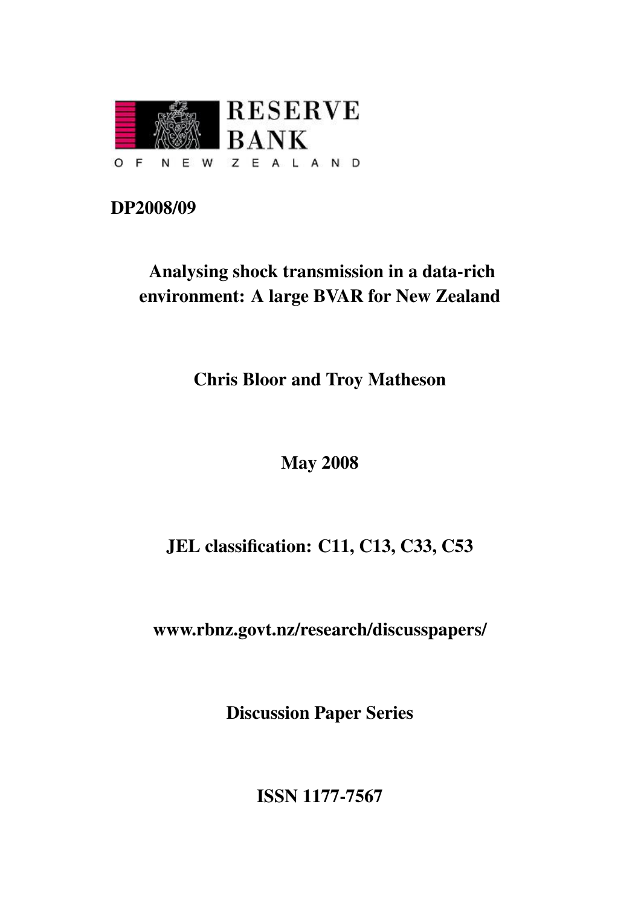RESERVE BANK OF NEW ZEALAND

**DP2008/09**

# Analysing shock transmission in a data-rich environment: A large BVAR for New Zealand

**Chris Bloor and Troy Matheson**

**May 2008**

**JEL classification: C11, C13, C33, C53**

**www.rbnz.govt.nz/research/discusspapers/**

**Discussion Paper Series**

**ISSN 1177-7567**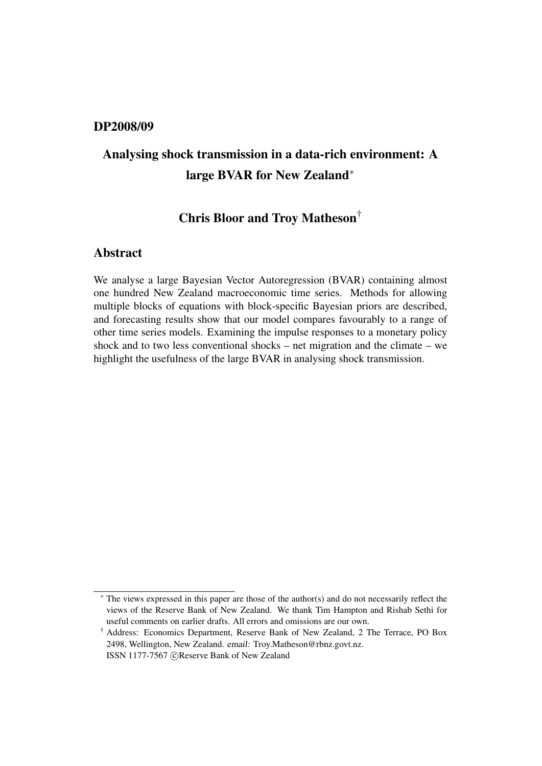**DP2008/09**

# Analysing shock transmission in a data-rich environment: A large BVAR for New Zealand*

## Chris Bloor and Troy Matheson†

## Abstract

We analyse a large Bayesian Vector Autoregression (BVAR) containing almost one hundred New Zealand macroeconomic time series. Methods for allowing multiple blocks of equations with block-specific Bayesian priors are described, and forecasting results show that our model compares favourably to a range of other time series models. Examining the impulse responses to a monetary policy shock and to two less conventional shocks – net migration and the climate – we highlight the usefulness of the large BVAR in analysing shock transmission.

---

* The views expressed in this paper are those of the author(s) and do not necessarily reflect the views of the Reserve Bank of New Zealand. We thank Tim Hampton and Rishab Sethi for useful comments on earlier drafts. All errors and omissions are our own.

† Address: Economics Department, Reserve Bank of New Zealand, 2 The Terrace, PO Box 2498, Wellington, New Zealand. *email:* Troy.Matheson@rbnz.govt.nz.
ISSN 1177-7567 ©Reserve Bank of New Zealand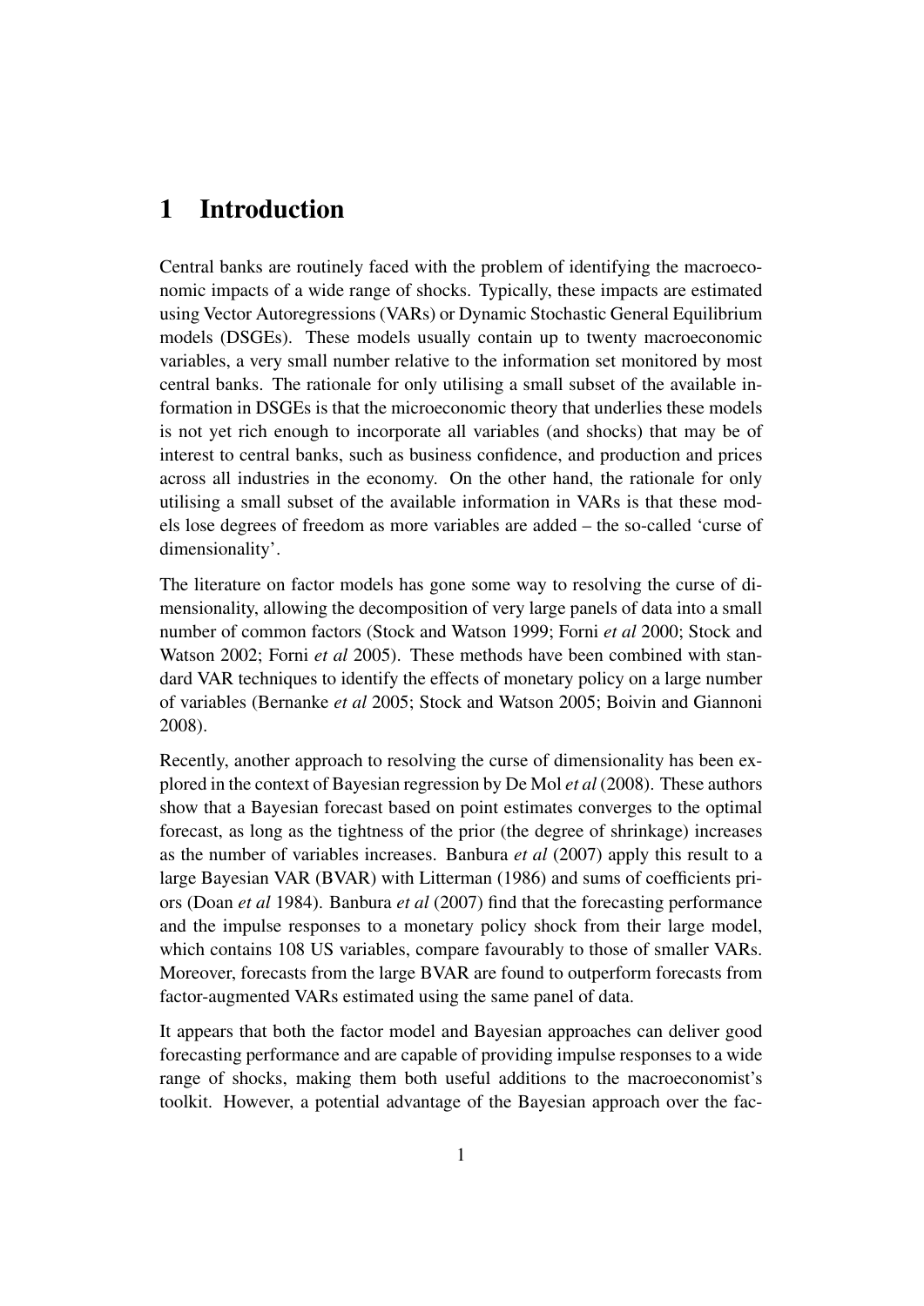# 1 Introduction

Central banks are routinely faced with the problem of identifying the macroeconomic impacts of a wide range of shocks. Typically, these impacts are estimated using Vector Autoregressions (VARs) or Dynamic Stochastic General Equilibrium models (DSGEs). These models usually contain up to twenty macroeconomic variables, a very small number relative to the information set monitored by most central banks. The rationale for only utilising a small subset of the available information in DSGEs is that the microeconomic theory that underlies these models is not yet rich enough to incorporate all variables (and shocks) that may be of interest to central banks, such as business confidence, and production and prices across all industries in the economy. On the other hand, the rationale for only utilising a small subset of the available information in VARs is that these models lose degrees of freedom as more variables are added – the so-called 'curse of dimensionality'.

The literature on factor models has gone some way to resolving the curse of dimensionality, allowing the decomposition of very large panels of data into a small number of common factors (Stock and Watson 1999; Forni *et al* 2000; Stock and Watson 2002; Forni *et al* 2005). These methods have been combined with standard VAR techniques to identify the effects of monetary policy on a large number of variables (Bernanke *et al* 2005; Stock and Watson 2005; Boivin and Giannoni 2008).

Recently, another approach to resolving the curse of dimensionality has been explored in the context of Bayesian regression by De Mol *et al* (2008). These authors show that a Bayesian forecast based on point estimates converges to the optimal forecast, as long as the tightness of the prior (the degree of shrinkage) increases as the number of variables increases. Banbura *et al* (2007) apply this result to a large Bayesian VAR (BVAR) with Litterman (1986) and sums of coefficients priors (Doan *et al* 1984). Banbura *et al* (2007) find that the forecasting performance and the impulse responses to a monetary policy shock from their large model, which contains 108 US variables, compare favourably to those of smaller VARs. Moreover, forecasts from the large BVAR are found to outperform forecasts from factor-augmented VARs estimated using the same panel of data.

It appears that both the factor model and Bayesian approaches can deliver good forecasting performance and are capable of providing impulse responses to a wide range of shocks, making them both useful additions to the macroeconomist's toolkit. However, a potential advantage of the Bayesian approach over the fac-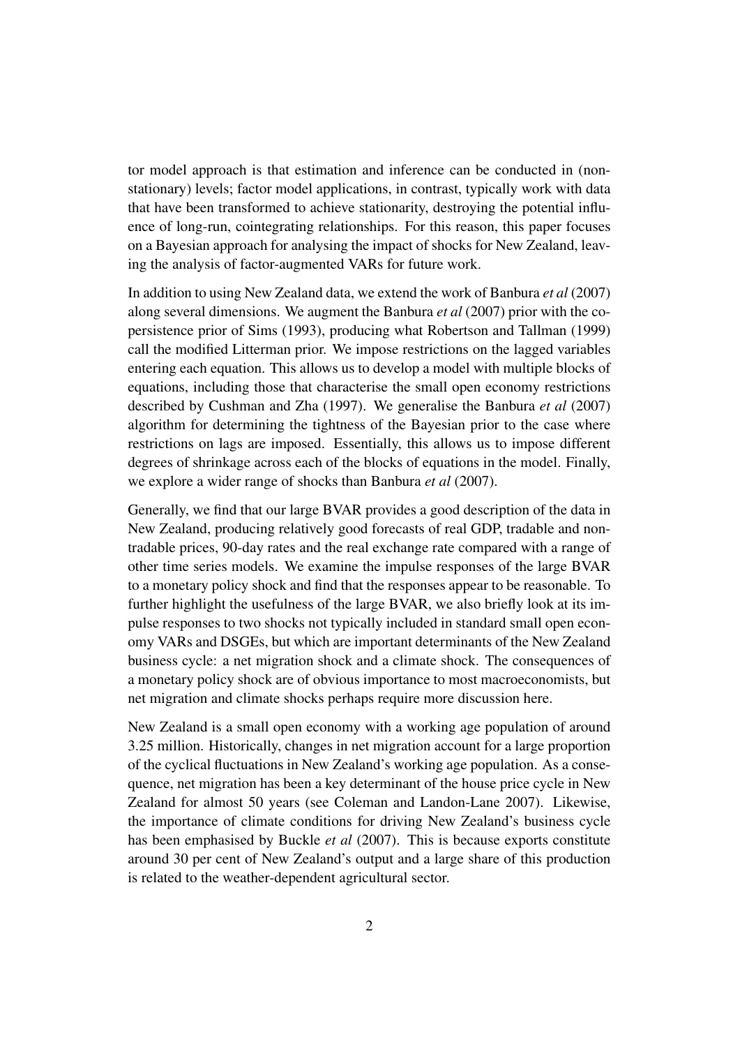tor model approach is that estimation and inference can be conducted in (non-stationary) levels; factor model applications, in contrast, typically work with data that have been transformed to achieve stationarity, destroying the potential influence of long-run, cointegrating relationships. For this reason, this paper focuses on a Bayesian approach for analysing the impact of shocks for New Zealand, leaving the analysis of factor-augmented VARs for future work.

In addition to using New Zealand data, we extend the work of Banbura *et al* (2007) along several dimensions. We augment the Banbura *et al* (2007) prior with the co-persistence prior of Sims (1993), producing what Robertson and Tallman (1999) call the modified Litterman prior. We impose restrictions on the lagged variables entering each equation. This allows us to develop a model with multiple blocks of equations, including those that characterise the small open economy restrictions described by Cushman and Zha (1997). We generalise the Banbura *et al* (2007) algorithm for determining the tightness of the Bayesian prior to the case where restrictions on lags are imposed. Essentially, this allows us to impose different degrees of shrinkage across each of the blocks of equations in the model. Finally, we explore a wider range of shocks than Banbura *et al* (2007).

Generally, we find that our large BVAR provides a good description of the data in New Zealand, producing relatively good forecasts of real GDP, tradable and non-tradable prices, 90-day rates and the real exchange rate compared with a range of other time series models. We examine the impulse responses of the large BVAR to a monetary policy shock and find that the responses appear to be reasonable. To further highlight the usefulness of the large BVAR, we also briefly look at its impulse responses to two shocks not typically included in standard small open economy VARs and DSGEs, but which are important determinants of the New Zealand business cycle: a net migration shock and a climate shock. The consequences of a monetary policy shock are of obvious importance to most macroeconomists, but net migration and climate shocks perhaps require more discussion here.

New Zealand is a small open economy with a working age population of around 3.25 million. Historically, changes in net migration account for a large proportion of the cyclical fluctuations in New Zealand's working age population. As a consequence, net migration has been a key determinant of the house price cycle in New Zealand for almost 50 years (see Coleman and Landon-Lane 2007). Likewise, the importance of climate conditions for driving New Zealand's business cycle has been emphasised by Buckle *et al* (2007). This is because exports constitute around 30 per cent of New Zealand's output and a large share of this production is related to the weather-dependent agricultural sector.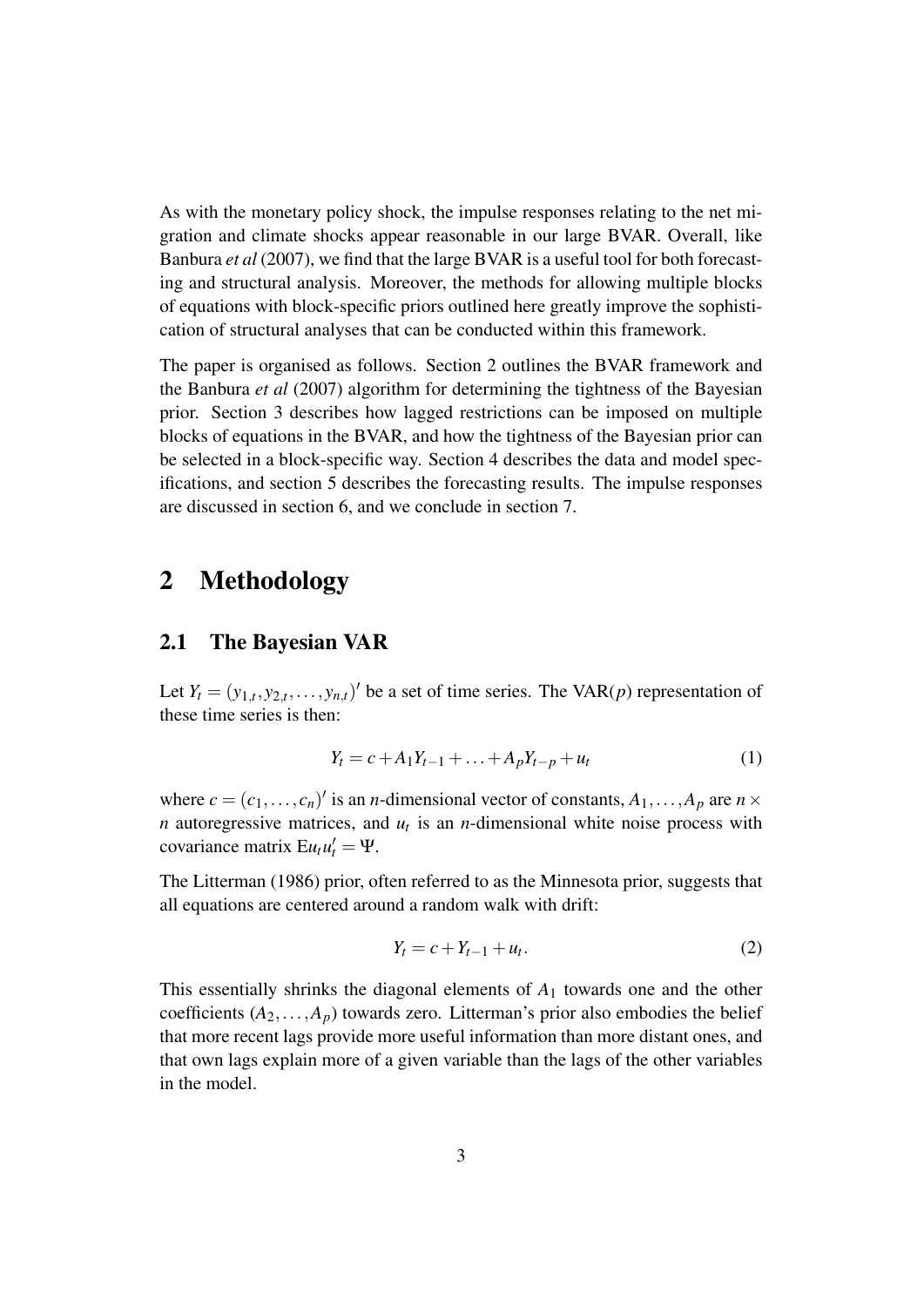As with the monetary policy shock, the impulse responses relating to the net migration and climate shocks appear reasonable in our large BVAR. Overall, like Banbura *et al* (2007), we find that the large BVAR is a useful tool for both forecasting and structural analysis. Moreover, the methods for allowing multiple blocks of equations with block-specific priors outlined here greatly improve the sophistication of structural analyses that can be conducted within this framework.

The paper is organised as follows. Section 2 outlines the BVAR framework and the Banbura *et al* (2007) algorithm for determining the tightness of the Bayesian prior. Section 3 describes how lagged restrictions can be imposed on multiple blocks of equations in the BVAR, and how the tightness of the Bayesian prior can be selected in a block-specific way. Section 4 describes the data and model specifications, and section 5 describes the forecasting results. The impulse responses are discussed in section 6, and we conclude in section 7.

# 2 Methodology

## 2.1 The Bayesian VAR

Let $Y_t = (y_{1,t}, y_{2,t}, \ldots, y_{n,t})'$ be a set of time series. The VAR($p$) representation of these time series is then:

$$Y_t = c + A_1 Y_{t-1} + \ldots + A_p Y_{t-p} + u_t \tag{1}$$

where $c = (c_1, \ldots, c_n)'$ is an $n$-dimensional vector of constants, $A_1, \ldots, A_p$ are $n \times n$ autoregressive matrices, and $u_t$ is an $n$-dimensional white noise process with covariance matrix $\mathrm{E}u_t u_t' = \Psi$.

The Litterman (1986) prior, often referred to as the Minnesota prior, suggests that all equations are centered around a random walk with drift:

$$Y_t = c + Y_{t-1} + u_t. \tag{2}$$

This essentially shrinks the diagonal elements of $A_1$ towards one and the other coefficients $(A_2, \ldots, A_p)$ towards zero. Litterman's prior also embodies the belief that more recent lags provide more useful information than more distant ones, and that own lags explain more of a given variable than the lags of the other variables in the model.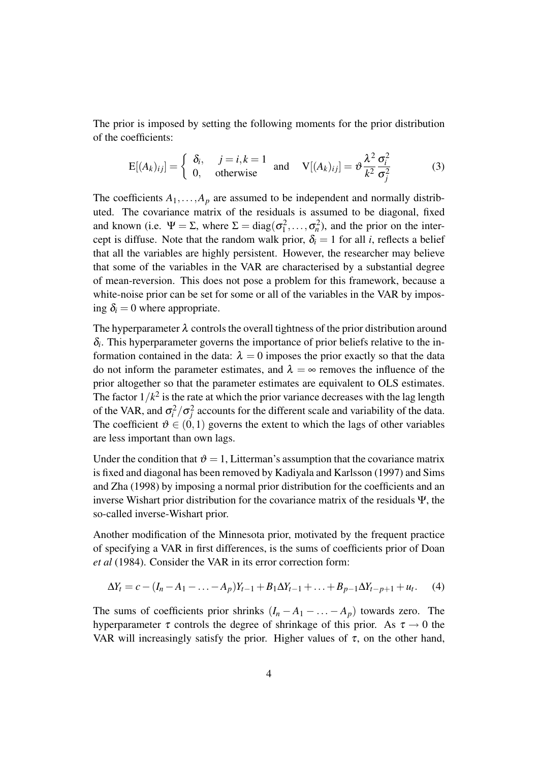The prior is imposed by setting the following moments for the prior distribution of the coefficients:

$$\mathrm{E}[(A_k)_{ij}] = \begin{cases} \delta_i, & j = i, k = 1 \\ 0, & \text{otherwise} \end{cases} \quad \text{and} \quad \mathrm{V}[(A_k)_{ij}] = \vartheta \frac{\lambda^2}{k^2} \frac{\sigma_i^2}{\sigma_j^2} \tag{3}$$

The coefficients $A_1, \ldots, A_p$ are assumed to be independent and normally distributed. The covariance matrix of the residuals is assumed to be diagonal, fixed and known (i.e. $\Psi = \Sigma$, where $\Sigma = \mathrm{diag}(\sigma_1^2, \ldots, \sigma_n^2)$, and the prior on the intercept is diffuse. Note that the random walk prior, $\delta_i = 1$ for all $i$, reflects a belief that all the variables are highly persistent. However, the researcher may believe that some of the variables in the VAR are characterised by a substantial degree of mean-reversion. This does not pose a problem for this framework, because a white-noise prior can be set for some or all of the variables in the VAR by imposing $\delta_i = 0$ where appropriate.

The hyperparameter $\lambda$ controls the overall tightness of the prior distribution around $\delta_i$. This hyperparameter governs the importance of prior beliefs relative to the information contained in the data: $\lambda = 0$ imposes the prior exactly so that the data do not inform the parameter estimates, and $\lambda = \infty$ removes the influence of the prior altogether so that the parameter estimates are equivalent to OLS estimates. The factor $1/k^2$ is the rate at which the prior variance decreases with the lag length of the VAR, and $\sigma_i^2/\sigma_j^2$ accounts for the different scale and variability of the data. The coefficient $\vartheta \in (0, 1)$ governs the extent to which the lags of other variables are less important than own lags.

Under the condition that $\vartheta = 1$, Litterman's assumption that the covariance matrix is fixed and diagonal has been removed by Kadiyala and Karlsson (1997) and Sims and Zha (1998) by imposing a normal prior distribution for the coefficients and an inverse Wishart prior distribution for the covariance matrix of the residuals $\Psi$, the so-called inverse-Wishart prior.

Another modification of the Minnesota prior, motivated by the frequent practice of specifying a VAR in first differences, is the sums of coefficients prior of Doan *et al* (1984). Consider the VAR in its error correction form:

$$\Delta Y_t = c - (I_n - A_1 - \ldots - A_p) Y_{t-1} + B_1 \Delta Y_{t-1} + \ldots + B_{p-1} \Delta Y_{t-p+1} + u_t. \tag{4}$$

The sums of coefficients prior shrinks $(I_n - A_1 - \ldots - A_p)$ towards zero. The hyperparameter $\tau$ controls the degree of shrinkage of this prior. As $\tau \rightarrow 0$ the VAR will increasingly satisfy the prior. Higher values of $\tau$, on the other hand,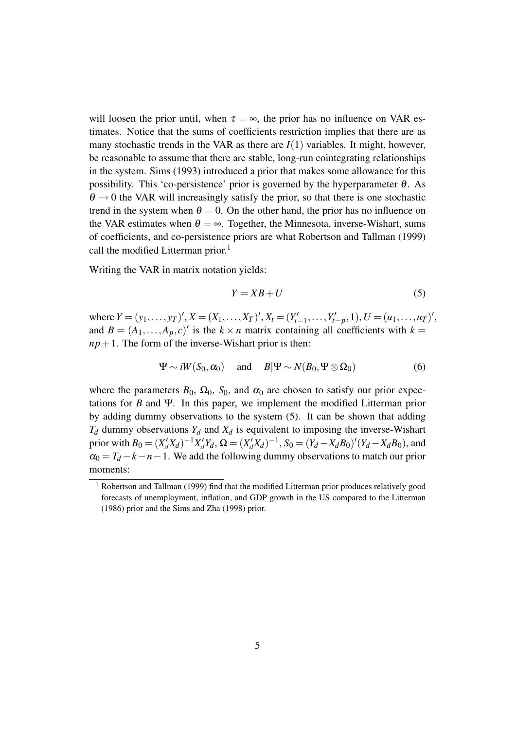will loosen the prior until, when $\tau = \infty$, the prior has no influence on VAR estimates. Notice that the sums of coefficients restriction implies that there are as many stochastic trends in the VAR as there are $I(1)$ variables. It might, however, be reasonable to assume that there are stable, long-run cointegrating relationships in the system. Sims (1993) introduced a prior that makes some allowance for this possibility. This 'co-persistence' prior is governed by the hyperparameter $\theta$. As $\theta \to 0$ the VAR will increasingly satisfy the prior, so that there is one stochastic trend in the system when $\theta = 0$. On the other hand, the prior has no influence on the VAR estimates when $\theta = \infty$. Together, the Minnesota, inverse-Wishart, sums of coefficients, and co-persistence priors are what Robertson and Tallman (1999) call the modified Litterman prior.[1]

Writing the VAR in matrix notation yields:

$$Y = XB + U \tag{5}$$

where $Y = (y_1, \ldots, y_T)'$, $X = (X_1, \ldots, X_T)'$, $X_t = (Y'_{t-1}, \ldots, Y'_{t-p}, 1)$, $U = (u_1, \ldots, u_T)'$, and $B = (A_1, \ldots, A_p, c)'$ is the $k \times n$ matrix containing all coefficients with $k = np + 1$. The form of the inverse-Wishart prior is then:

$$\Psi \sim iW(S_0, \alpha_0) \quad \text{and} \quad B|\Psi \sim N(B_0, \Psi \otimes \Omega_0) \tag{6}$$

where the parameters $B_0$, $\Omega_0$, $S_0$, and $\alpha_0$ are chosen to satisfy our prior expectations for $B$ and $\Psi$. In this paper, we implement the modified Litterman prior by adding dummy observations to the system (5). It can be shown that adding $T_d$ dummy observations $Y_d$ and $X_d$ is equivalent to imposing the inverse-Wishart prior with $B_0 = (X_d'X_d)^{-1}X_d'Y_d$, $\Omega = (X_d'X_d)^{-1}$, $S_0 = (Y_d - X_dB_0)'(Y_d - X_dB_0)$, and $\alpha_0 = T_d - k - n - 1$. We add the following dummy observations to match our prior moments:

[1] Robertson and Tallman (1999) find that the modified Litterman prior produces relatively good forecasts of unemployment, inflation, and GDP growth in the US compared to the Litterman (1986) prior and the Sims and Zha (1998) prior.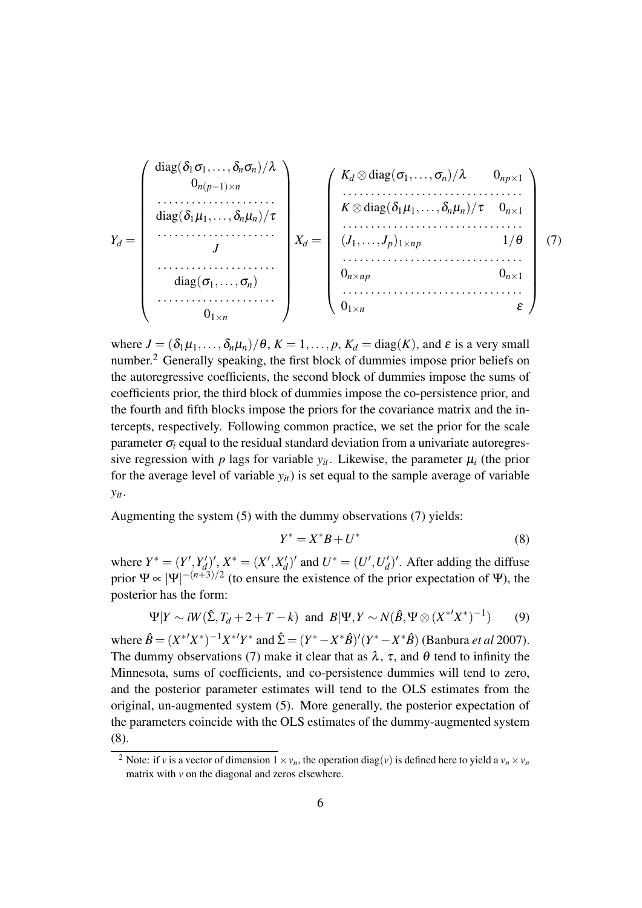$$
Y_d = \begin{pmatrix} \text{diag}(\delta_1\sigma_1,\ldots,\delta_n\sigma_n)/\lambda \\ 0_{n(p-1)\times n} \\ \cdots\cdots\cdots\cdots \\ \text{diag}(\delta_1\mu_1,\ldots,\delta_n\mu_n)/\tau \\ \cdots\cdots\cdots\cdots \\ J \\ \cdots\cdots\cdots\cdots \\ \text{diag}(\sigma_1,\ldots,\sigma_n) \\ \cdots\cdots\cdots\cdots \\ 0_{1\times n} \end{pmatrix} \quad X_d = \begin{pmatrix} K_d \otimes \text{diag}(\sigma_1,\ldots,\sigma_n)/\lambda & 0_{np\times 1} \\ \cdots\cdots\cdots\cdots & \cdots \\ K \otimes \text{diag}(\delta_1\mu_1,\ldots,\delta_n\mu_n)/\tau & 0_{n\times 1} \\ \cdots\cdots\cdots\cdots & \cdots \\ (J_1,\ldots,J_p)_{1\times np} & 1/\theta \\ \cdots\cdots\cdots\cdots & \cdots \\ 0_{n\times np} & 0_{n\times 1} \\ \cdots\cdots\cdots\cdots & \cdots \\ 0_{1\times n} & \varepsilon \end{pmatrix} \tag{7}
$$

where $J = (\delta_1\mu_1,\ldots,\delta_n\mu_n)/\theta$, $K = 1,\ldots,p$, $K_d = \text{diag}(K)$, and $\varepsilon$ is a very small number.[2] Generally speaking, the first block of dummies impose prior beliefs on the autoregressive coefficients, the second block of dummies impose the sums of coefficients prior, the third block of dummies impose the co-persistence prior, and the fourth and fifth blocks impose the priors for the covariance matrix and the intercepts, respectively. Following common practice, we set the prior for the scale parameter $\sigma_i$ equal to the residual standard deviation from a univariate autoregressive regression with $p$ lags for variable $y_{it}$. Likewise, the parameter $\mu_i$ (the prior for the average level of variable $y_{it}$) is set equal to the sample average of variable $y_{it}$.

Augmenting the system (5) with the dummy observations (7) yields:

$$
Y^* = X^* B + U^* \tag{8}
$$

where $Y^* = (Y', Y_d')'$, $X^* = (X', X_d')'$ and $U^* = (U', U_d')'$. After adding the diffuse prior $\Psi \propto |\Psi|^{-(n+3)/2}$ (to ensure the existence of the prior expectation of $\Psi$), the posterior has the form:

$$
\Psi | Y \sim iW(\hat{\Sigma}, T_d + 2 + T - k) \;\text{ and }\; B|\Psi, Y \sim N(\hat{B}, \Psi \otimes (X^{*\prime}X^*)^{-1}) \tag{9}
$$

where $\hat{B} = (X^{*\prime}X^*)^{-1}X^{*\prime}Y^*$ and $\hat{\Sigma} = (Y^* - X^*\hat{B})'(Y^* - X^*\hat{B})$ (Banbura *et al* 2007). The dummy observations (7) make it clear that as $\lambda$, $\tau$, and $\theta$ tend to infinity the Minnesota, sums of coefficients, and co-persistence dummies will tend to zero, and the posterior parameter estimates will tend to the OLS estimates from the original, un-augmented system (5). More generally, the posterior expectation of the parameters coincide with the OLS estimates of the dummy-augmented system (8).

---

[2] Note: if $v$ is a vector of dimension $1 \times v_n$, the operation $\text{diag}(v)$ is defined here to yield a $v_n \times v_n$ matrix with $v$ on the diagonal and zeros elsewhere.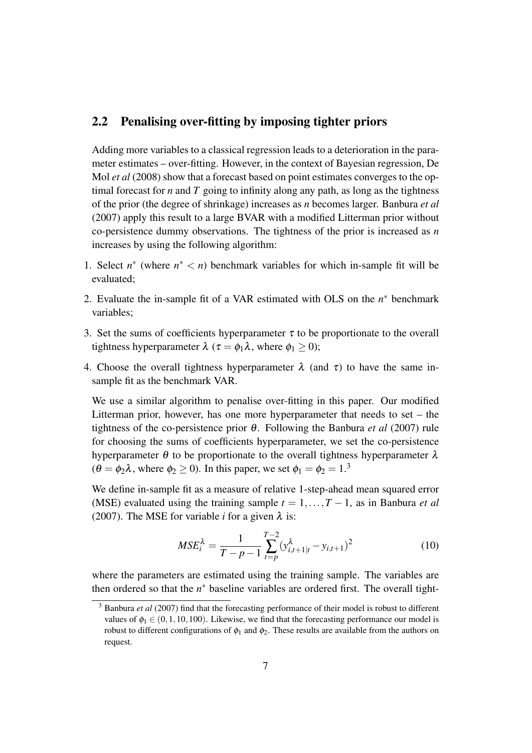## 2.2 Penalising over-fitting by imposing tighter priors

Adding more variables to a classical regression leads to a deterioration in the parameter estimates – over-fitting. However, in the context of Bayesian regression, De Mol *et al* (2008) show that a forecast based on point estimates converges to the optimal forecast for $n$ and $T$ going to infinity along any path, as long as the tightness of the prior (the degree of shrinkage) increases as $n$ becomes larger. Banbura *et al* (2007) apply this result to a large BVAR with a modified Litterman prior without co-persistence dummy observations. The tightness of the prior is increased as $n$ increases by using the following algorithm:

1. Select $n^*$ (where $n^* < n$) benchmark variables for which in-sample fit will be evaluated;
2. Evaluate the in-sample fit of a VAR estimated with OLS on the $n^*$ benchmark variables;
3. Set the sums of coefficients hyperparameter $\tau$ to be proportionate to the overall tightness hyperparameter $\lambda$ ($\tau = \phi_1 \lambda$, where $\phi_1 \geq 0$);
4. Choose the overall tightness hyperparameter $\lambda$ (and $\tau$) to have the same in-sample fit as the benchmark VAR.

We use a similar algorithm to penalise over-fitting in this paper. Our modified Litterman prior, however, has one more hyperparameter that needs to set – the tightness of the co-persistence prior $\theta$. Following the Banbura *et al* (2007) rule for choosing the sums of coefficients hyperparameter, we set the co-persistence hyperparameter $\theta$ to be proportionate to the overall tightness hyperparameter $\lambda$ ($\theta = \phi_2 \lambda$, where $\phi_2 \geq 0$). In this paper, we set $\phi_1 = \phi_2 = 1$.[3]

We define in-sample fit as a measure of relative 1-step-ahead mean squared error (MSE) evaluated using the training sample $t = 1, \ldots, T-1$, as in Banbura *et al* (2007). The MSE for variable $i$ for a given $\lambda$ is:

$$MSE_i^{\lambda} = \frac{1}{T-p-1} \sum_{t=p}^{T-2} (y_{i,t+1|t}^{\lambda} - y_{i,t+1})^2 \tag{10}$$

where the parameters are estimated using the training sample. The variables are then ordered so that the $n^*$ baseline variables are ordered first. The overall tight-

[3] Banbura *et al* (2007) find that the forecasting performance of their model is robust to different values of $\phi_1 \in (0, 1, 10, 100)$. Likewise, we find that the forecasting performance our model is robust to different configurations of $\phi_1$ and $\phi_2$. These results are available from the authors on request.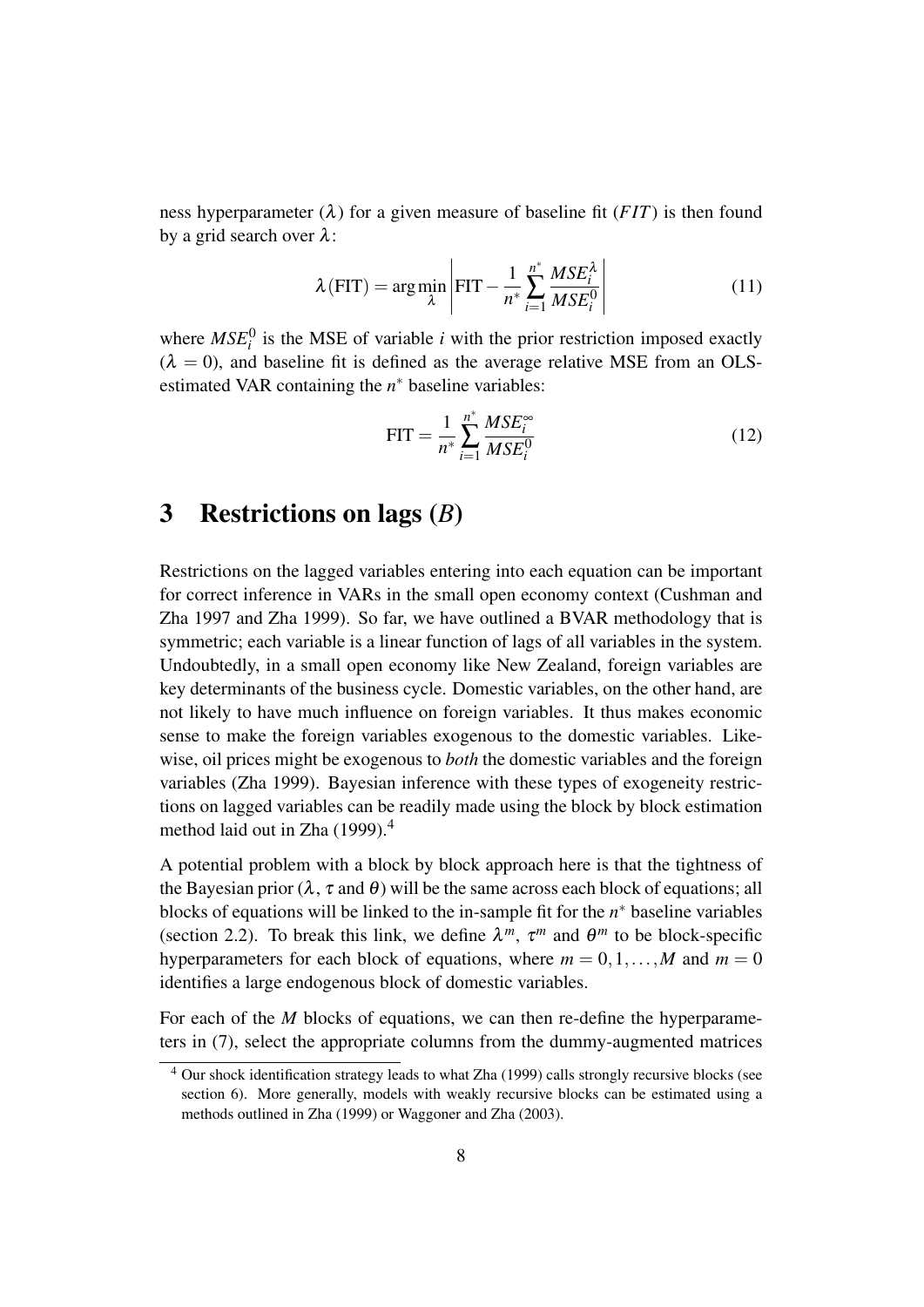ness hyperparameter ($\lambda$) for a given measure of baseline fit ($FIT$) is then found by a grid search over $\lambda$:

$$\lambda(\text{FIT}) = \arg\min_{\lambda} \left| \text{FIT} - \frac{1}{n^*} \sum_{i=1}^{n^*} \frac{MSE_i^{\lambda}}{MSE_i^0} \right| \tag{11}$$

where $MSE_i^0$ is the MSE of variable $i$ with the prior restriction imposed exactly ($\lambda = 0$), and baseline fit is defined as the average relative MSE from an OLS-estimated VAR containing the $n^*$ baseline variables:

$$\text{FIT} = \frac{1}{n^*} \sum_{i=1}^{n^*} \frac{MSE_i^{\infty}}{MSE_i^0} \tag{12}$$

# 3 Restrictions on lags ($B$)

Restrictions on the lagged variables entering into each equation can be important for correct inference in VARs in the small open economy context (Cushman and Zha 1997 and Zha 1999). So far, we have outlined a BVAR methodology that is symmetric; each variable is a linear function of lags of all variables in the system. Undoubtedly, in a small open economy like New Zealand, foreign variables are key determinants of the business cycle. Domestic variables, on the other hand, are not likely to have much influence on foreign variables. It thus makes economic sense to make the foreign variables exogenous to the domestic variables. Likewise, oil prices might be exogenous to *both* the domestic variables and the foreign variables (Zha 1999). Bayesian inference with these types of exogeneity restrictions on lagged variables can be readily made using the block by block estimation method laid out in Zha (1999).[4]

A potential problem with a block by block approach here is that the tightness of the Bayesian prior ($\lambda$, $\tau$ and $\theta$) will be the same across each block of equations; all blocks of equations will be linked to the in-sample fit for the $n^*$ baseline variables (section 2.2). To break this link, we define $\lambda^m$, $\tau^m$ and $\theta^m$ to be block-specific hyperparameters for each block of equations, where $m = 0, 1, \ldots, M$ and $m = 0$ identifies a large endogenous block of domestic variables.

For each of the $M$ blocks of equations, we can then re-define the hyperparameters in (7), select the appropriate columns from the dummy-augmented matrices

[4] Our shock identification strategy leads to what Zha (1999) calls strongly recursive blocks (see section 6). More generally, models with weakly recursive blocks can be estimated using a methods outlined in Zha (1999) or Waggoner and Zha (2003).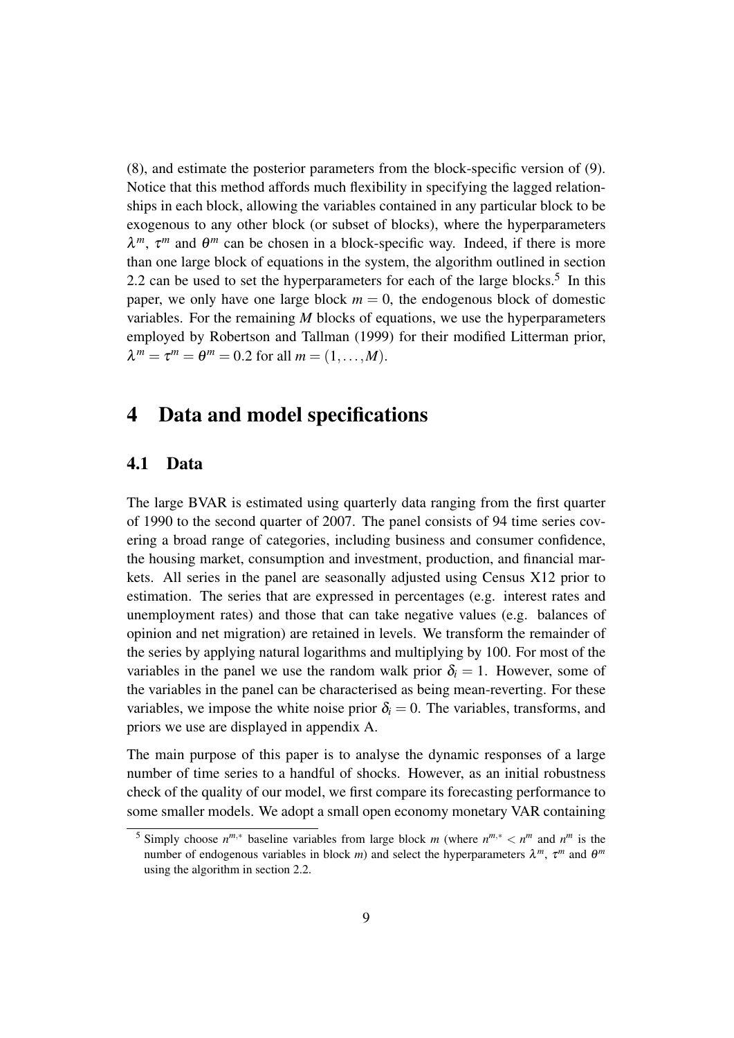(8), and estimate the posterior parameters from the block-specific version of (9). Notice that this method affords much flexibility in specifying the lagged relationships in each block, allowing the variables contained in any particular block to be exogenous to any other block (or subset of blocks), where the hyperparameters $\lambda^m$, $\tau^m$ and $\theta^m$ can be chosen in a block-specific way. Indeed, if there is more than one large block of equations in the system, the algorithm outlined in section 2.2 can be used to set the hyperparameters for each of the large blocks.[5] In this paper, we only have one large block $m = 0$, the endogenous block of domestic variables. For the remaining $M$ blocks of equations, we use the hyperparameters employed by Robertson and Tallman (1999) for their modified Litterman prior, $\lambda^m = \tau^m = \theta^m = 0.2$ for all $m = (1, \ldots, M)$.

# 4 Data and model specifications

## 4.1 Data

The large BVAR is estimated using quarterly data ranging from the first quarter of 1990 to the second quarter of 2007. The panel consists of 94 time series covering a broad range of categories, including business and consumer confidence, the housing market, consumption and investment, production, and financial markets. All series in the panel are seasonally adjusted using Census X12 prior to estimation. The series that are expressed in percentages (e.g. interest rates and unemployment rates) and those that can take negative values (e.g. balances of opinion and net migration) are retained in levels. We transform the remainder of the series by applying natural logarithms and multiplying by 100. For most of the variables in the panel we use the random walk prior $\delta_i = 1$. However, some of the variables in the panel can be characterised as being mean-reverting. For these variables, we impose the white noise prior $\delta_i = 0$. The variables, transforms, and priors we use are displayed in appendix A.

The main purpose of this paper is to analyse the dynamic responses of a large number of time series to a handful of shocks. However, as an initial robustness check of the quality of our model, we first compare its forecasting performance to some smaller models. We adopt a small open economy monetary VAR containing

[5] Simply choose $n^{m,*}$ baseline variables from large block $m$ (where $n^{m,*} < n^m$ and $n^m$ is the number of endogenous variables in block $m$) and select the hyperparameters $\lambda^m$, $\tau^m$ and $\theta^m$ using the algorithm in section 2.2.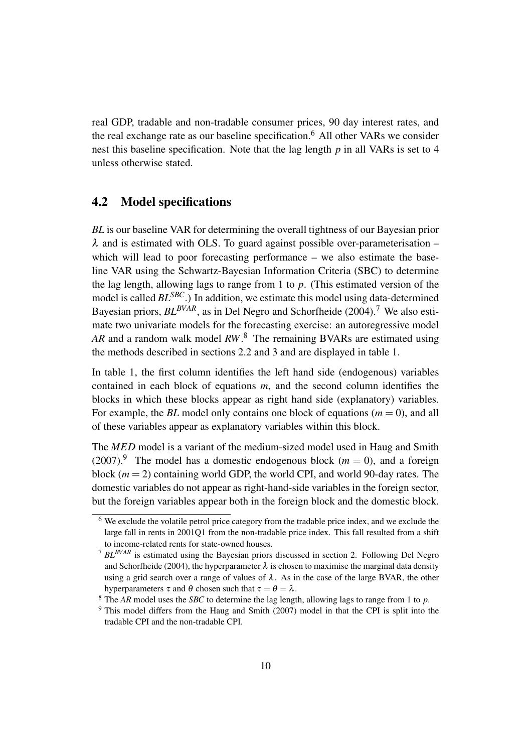real GDP, tradable and non-tradable consumer prices, 90 day interest rates, and the real exchange rate as our baseline specification.[6] All other VARs we consider nest this baseline specification. Note that the lag length $p$ in all VARs is set to 4 unless otherwise stated.

## 4.2 Model specifications

*BL* is our baseline VAR for determining the overall tightness of our Bayesian prior $\lambda$ and is estimated with OLS. To guard against possible over-parameterisation – which will lead to poor forecasting performance – we also estimate the baseline VAR using the Schwartz-Bayesian Information Criteria (SBC) to determine the lag length, allowing lags to range from 1 to $p$. (This estimated version of the model is called $BL^{SBC}$.) In addition, we estimate this model using data-determined Bayesian priors, $BL^{BVAR}$, as in Del Negro and Schorfheide (2004).[7] We also estimate two univariate models for the forecasting exercise: an autoregressive model *AR* and a random walk model *RW*.[8] The remaining BVARs are estimated using the methods described in sections 2.2 and 3 and are displayed in table 1.

In table 1, the first column identifies the left hand side (endogenous) variables contained in each block of equations $m$, and the second column identifies the blocks in which these blocks appear as right hand side (explanatory) variables. For example, the *BL* model only contains one block of equations ($m = 0$), and all of these variables appear as explanatory variables within this block.

The *MED* model is a variant of the medium-sized model used in Haug and Smith (2007).[9] The model has a domestic endogenous block ($m = 0$), and a foreign block ($m = 2$) containing world GDP, the world CPI, and world 90-day rates. The domestic variables do not appear as right-hand-side variables in the foreign sector, but the foreign variables appear both in the foreign block and the domestic block.

[6] We exclude the volatile petrol price category from the tradable price index, and we exclude the large fall in rents in 2001Q1 from the non-tradable price index. This fall resulted from a shift to income-related rents for state-owned houses.

[7] $BL^{BVAR}$ is estimated using the Bayesian priors discussed in section 2. Following Del Negro and Schorfheide (2004), the hyperparameter $\lambda$ is chosen to maximise the marginal data density using a grid search over a range of values of $\lambda$. As in the case of the large BVAR, the other hyperparameters $\tau$ and $\theta$ chosen such that $\tau = \theta = \lambda$.

[8] The *AR* model uses the *SBC* to determine the lag length, allowing lags to range from 1 to $p$.

[9] This model differs from the Haug and Smith (2007) model in that the CPI is split into the tradable CPI and the non-tradable CPI.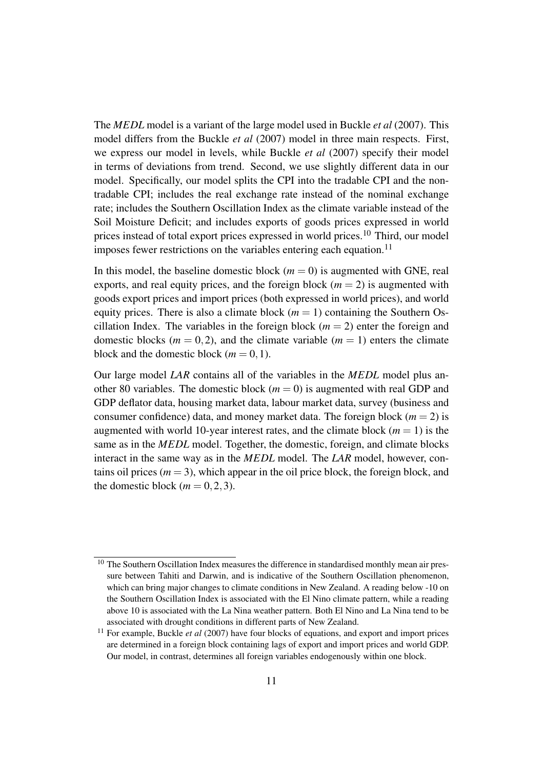The *MEDL* model is a variant of the large model used in Buckle *et al* (2007). This model differs from the Buckle *et al* (2007) model in three main respects. First, we express our model in levels, while Buckle *et al* (2007) specify their model in terms of deviations from trend. Second, we use slightly different data in our model. Specifically, our model splits the CPI into the tradable CPI and the non-tradable CPI; includes the real exchange rate instead of the nominal exchange rate; includes the Southern Oscillation Index as the climate variable instead of the Soil Moisture Deficit; and includes exports of goods prices expressed in world prices instead of total export prices expressed in world prices.[10] Third, our model imposes fewer restrictions on the variables entering each equation.[11]

In this model, the baseline domestic block ($m = 0$) is augmented with GNE, real exports, and real equity prices, and the foreign block ($m = 2$) is augmented with goods export prices and import prices (both expressed in world prices), and world equity prices. There is also a climate block ($m = 1$) containing the Southern Oscillation Index. The variables in the foreign block ($m = 2$) enter the foreign and domestic blocks ($m = 0, 2$), and the climate variable ($m = 1$) enters the climate block and the domestic block ($m = 0, 1$).

Our large model *LAR* contains all of the variables in the *MEDL* model plus another 80 variables. The domestic block ($m = 0$) is augmented with real GDP and GDP deflator data, housing market data, labour market data, survey (business and consumer confidence) data, and money market data. The foreign block ($m = 2$) is augmented with world 10-year interest rates, and the climate block ($m = 1$) is the same as in the *MEDL* model. Together, the domestic, foreign, and climate blocks interact in the same way as in the *MEDL* model. The *LAR* model, however, contains oil prices ($m = 3$), which appear in the oil price block, the foreign block, and the domestic block ($m = 0, 2, 3$).

[10] The Southern Oscillation Index measures the difference in standardised monthly mean air pressure between Tahiti and Darwin, and is indicative of the Southern Oscillation phenomenon, which can bring major changes to climate conditions in New Zealand. A reading below -10 on the Southern Oscillation Index is associated with the El Nino climate pattern, while a reading above 10 is associated with the La Nina weather pattern. Both El Nino and La Nina tend to be associated with drought conditions in different parts of New Zealand.

[11] For example, Buckle *et al* (2007) have four blocks of equations, and export and import prices are determined in a foreign block containing lags of export and import prices and world GDP. Our model, in contrast, determines all foreign variables endogenously within one block.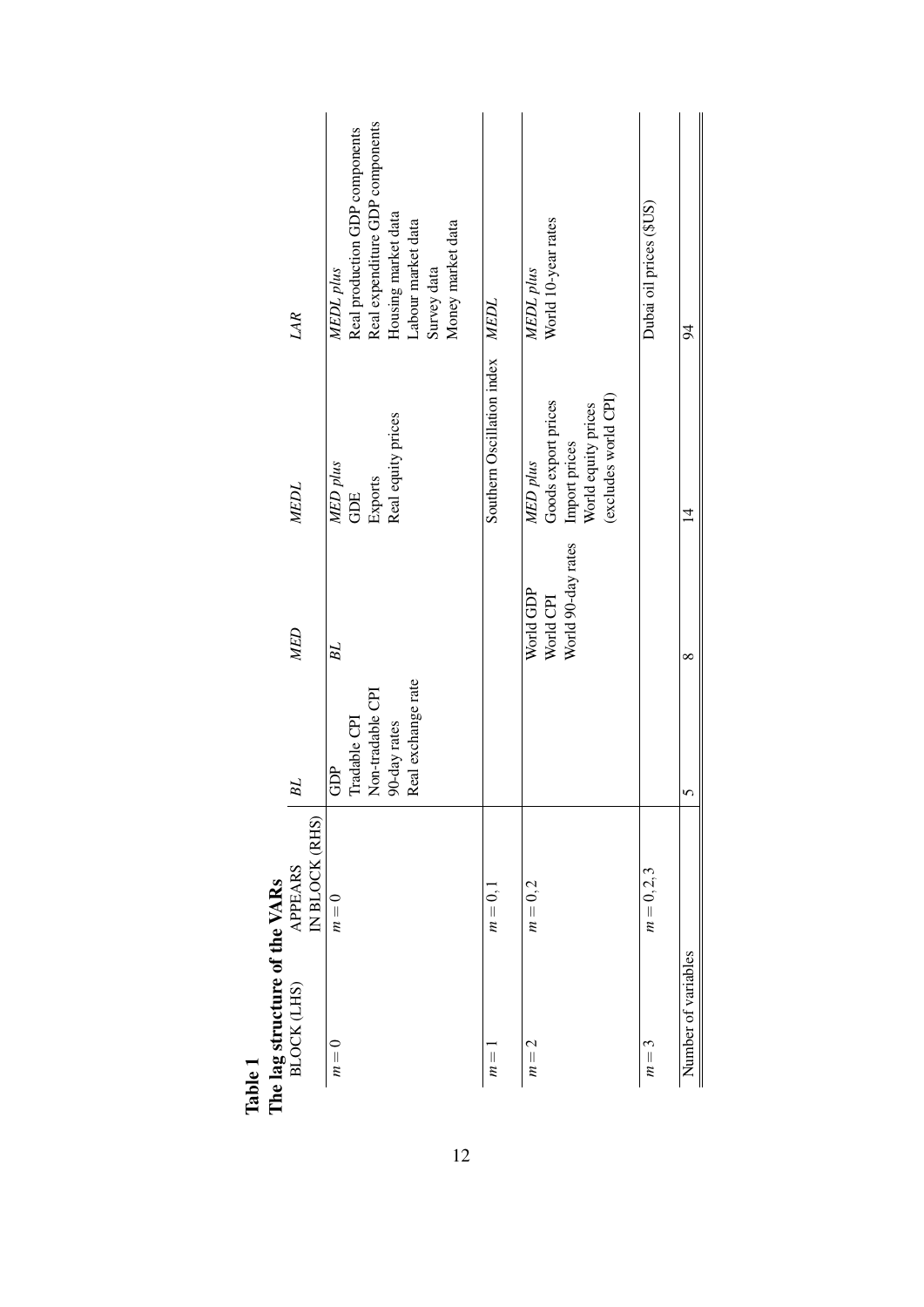**Table 1**
**The lag structure of the VARs**

| BLOCK (LHS) | APPEARS IN BLOCK (RHS) | *BL* | *MED* | *MEDL* | *LAR* |
|---|---|---|---|---|---|
| $m = 0$ | $m = 0$ | GDP<br>Tradable CPI<br>Non-tradable CPI<br>90-day rates<br>Real exchange rate | *BL* | *MED plus*<br>GDE<br>Exports<br>Real equity prices | *MEDL plus*<br>Real production GDP components<br>Real expenditure GDP components<br>Housing market data<br>Labour market data<br>Survey data<br>Money market data |
| $m = 1$ | $m = 0, 1$ | | | Southern Oscillation index | *MEDL* |
| $m = 2$ | $m = 0, 2$ | | World GDP<br>World CPI<br>World 90-day rates | *MED plus*<br>Goods export prices<br>Import prices<br>World equity prices<br>(excludes world CPI) | *MEDL plus*<br>World 10-year rates |
| $m = 3$ | $m = 0, 2, 3$ | | | | Dubai oil prices ($US) |
| Number of variables | | 5 | 8 | 14 | 94 |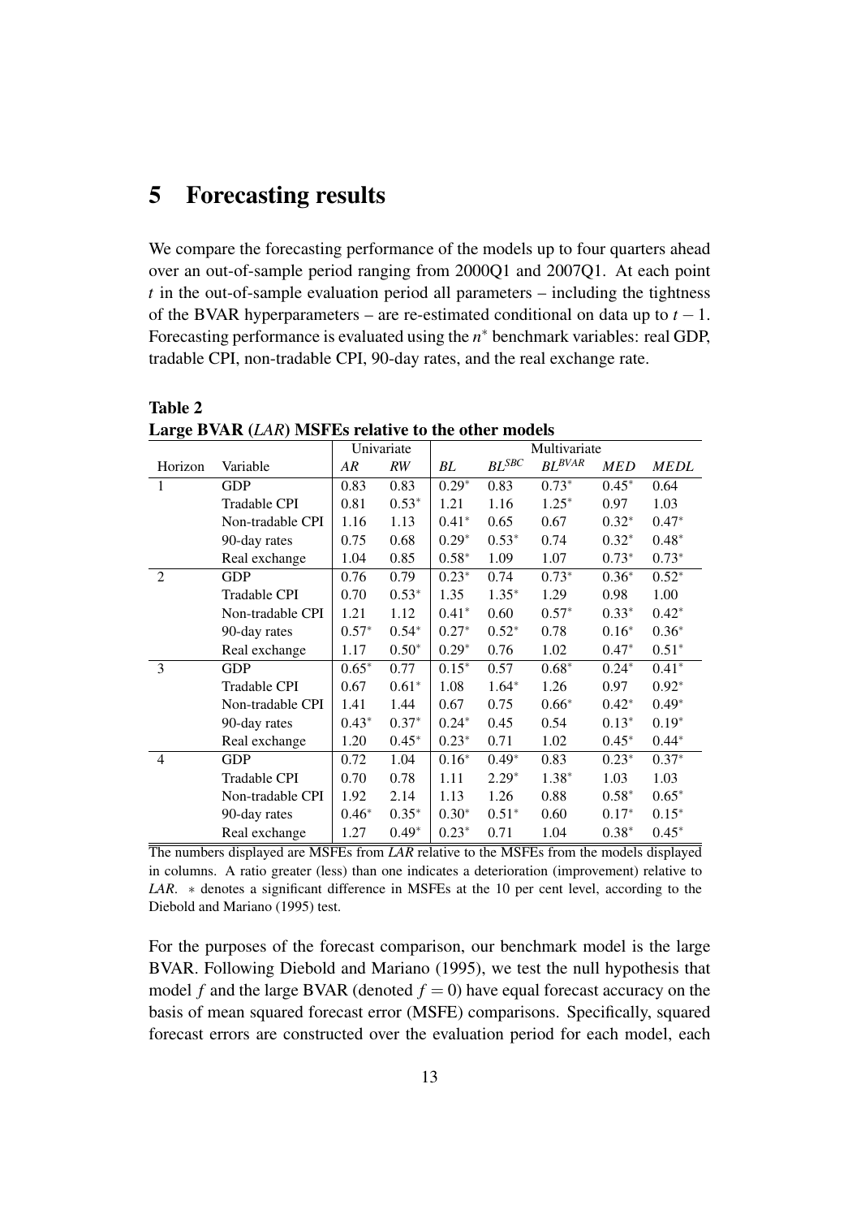# 5 Forecasting results

We compare the forecasting performance of the models up to four quarters ahead over an out-of-sample period ranging from 2000Q1 and 2007Q1. At each point $t$ in the out-of-sample evaluation period all parameters – including the tightness of the BVAR hyperparameters – are re-estimated conditional on data up to $t-1$. Forecasting performance is evaluated using the $n^*$ benchmark variables: real GDP, tradable CPI, non-tradable CPI, 90-day rates, and the real exchange rate.

**Table 2**
**Large BVAR (*LAR*) MSFEs relative to the other models**

| | | Univariate | | Multivariate | | | | |
|---|---|---|---|---|---|---|---|---|
| Horizon | Variable | *AR* | *RW* | *BL* | $BL^{SBC}$ | $BL^{BVAR}$ | *MED* | *MEDL* |
| 1 | GDP | 0.83 | 0.83 | $0.29^*$ | 0.83 | $0.73^*$ | $0.45^*$ | 0.64 |
| | Tradable CPI | 0.81 | $0.53^*$ | 1.21 | 1.16 | $1.25^*$ | 0.97 | 1.03 |
| | Non-tradable CPI | 1.16 | 1.13 | $0.41^*$ | 0.65 | 0.67 | $0.32^*$ | $0.47^*$ |
| | 90-day rates | 0.75 | 0.68 | $0.29^*$ | $0.53^*$ | 0.74 | $0.32^*$ | $0.48^*$ |
| | Real exchange | 1.04 | 0.85 | $0.58^*$ | 1.09 | 1.07 | $0.73^*$ | $0.73^*$ |
| 2 | GDP | 0.76 | 0.79 | $0.23^*$ | 0.74 | $0.73^*$ | $0.36^*$ | $0.52^*$ |
| | Tradable CPI | 0.70 | $0.53^*$ | 1.35 | $1.35^*$ | 1.29 | 0.98 | 1.00 |
| | Non-tradable CPI | 1.21 | 1.12 | $0.41^*$ | 0.60 | $0.57^*$ | $0.33^*$ | $0.42^*$ |
| | 90-day rates | $0.57^*$ | $0.54^*$ | $0.27^*$ | $0.52^*$ | 0.78 | $0.16^*$ | $0.36^*$ |
| | Real exchange | 1.17 | $0.50^*$ | $0.29^*$ | 0.76 | 1.02 | $0.47^*$ | $0.51^*$ |
| 3 | GDP | $0.65^*$ | 0.77 | $0.15^*$ | 0.57 | $0.68^*$ | $0.24^*$ | $0.41^*$ |
| | Tradable CPI | 0.67 | $0.61^*$ | 1.08 | $1.64^*$ | 1.26 | 0.97 | $0.92^*$ |
| | Non-tradable CPI | 1.41 | 1.44 | 0.67 | 0.75 | $0.66^*$ | $0.42^*$ | $0.49^*$ |
| | 90-day rates | $0.43^*$ | $0.37^*$ | $0.24^*$ | 0.45 | 0.54 | $0.13^*$ | $0.19^*$ |
| | Real exchange | 1.20 | $0.45^*$ | $0.23^*$ | 0.71 | 1.02 | $0.45^*$ | $0.44^*$ |
| 4 | GDP | 0.72 | 1.04 | $0.16^*$ | $0.49^*$ | 0.83 | $0.23^*$ | $0.37^*$ |
| | Tradable CPI | 0.70 | 0.78 | 1.11 | $2.29^*$ | $1.38^*$ | 1.03 | 1.03 |
| | Non-tradable CPI | 1.92 | 2.14 | 1.13 | 1.26 | 0.88 | $0.58^*$ | $0.65^*$ |
| | 90-day rates | $0.46^*$ | $0.35^*$ | $0.30^*$ | $0.51^*$ | 0.60 | $0.17^*$ | $0.15^*$ |
| | Real exchange | 1.27 | $0.49^*$ | $0.23^*$ | 0.71 | 1.04 | $0.38^*$ | $0.45^*$ |

The numbers displayed are MSFEs from *LAR* relative to the MSFEs from the models displayed in columns. A ratio greater (less) than one indicates a deterioration (improvement) relative to *LAR*. $*$ denotes a significant difference in MSFEs at the 10 per cent level, according to the Diebold and Mariano (1995) test.

For the purposes of the forecast comparison, our benchmark model is the large BVAR. Following Diebold and Mariano (1995), we test the null hypothesis that model $f$ and the large BVAR (denoted $f = 0$) have equal forecast accuracy on the basis of mean squared forecast error (MSFE) comparisons. Specifically, squared forecast errors are constructed over the evaluation period for each model, each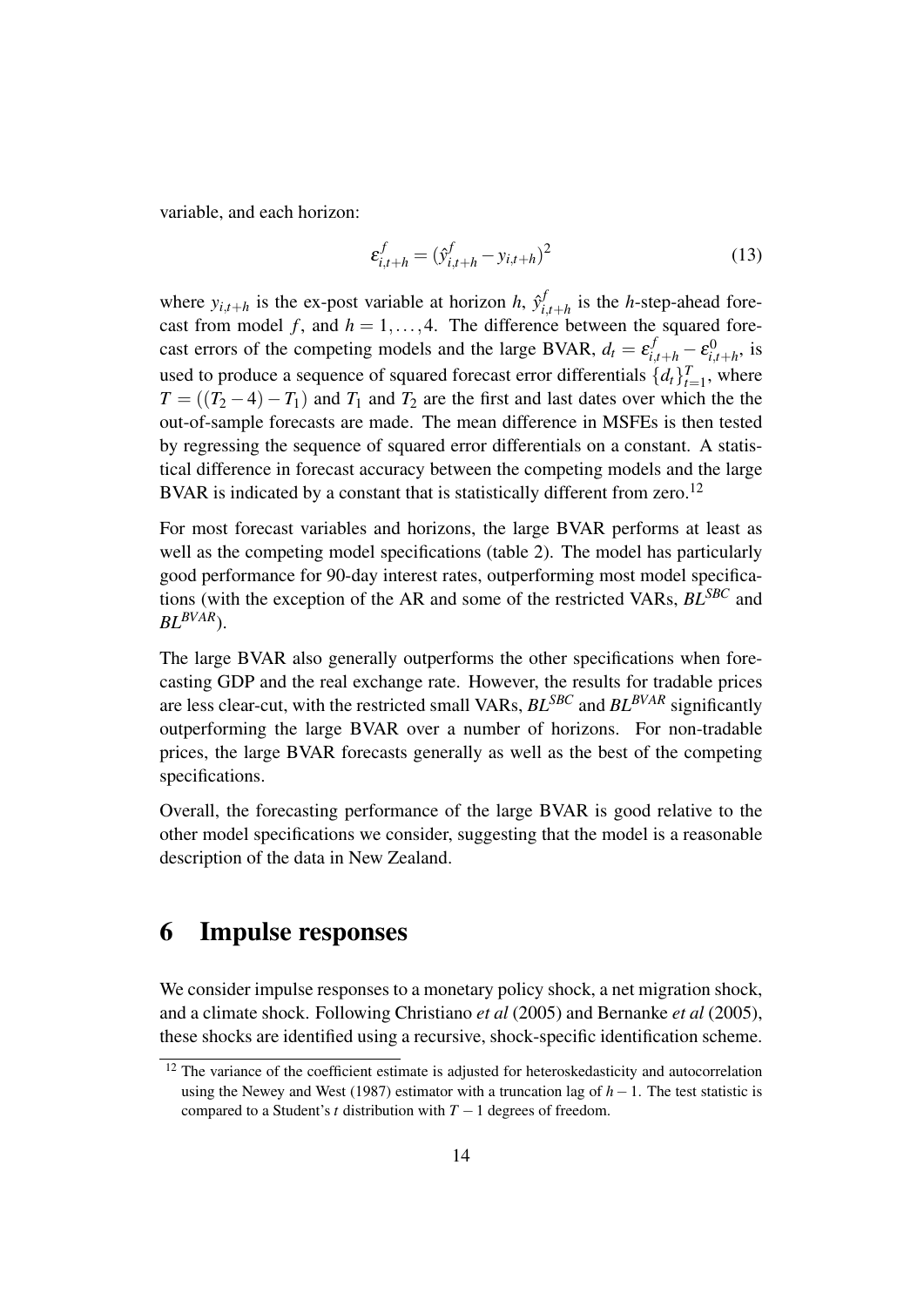variable, and each horizon:

$$\varepsilon^{f}_{i,t+h} = (\hat{y}^{f}_{i,t+h} - y_{i,t+h})^2 \tag{13}$$

where $y_{i,t+h}$ is the ex-post variable at horizon $h$, $\hat{y}^{f}_{i,t+h}$ is the $h$-step-ahead forecast from model $f$, and $h = 1, \ldots, 4$. The difference between the squared forecast errors of the competing models and the large BVAR, $d_t = \varepsilon^{f}_{i,t+h} - \varepsilon^{0}_{i,t+h}$, is used to produce a sequence of squared forecast error differentials $\{d_t\}_{t=1}^{T}$, where $T = ((T_2 - 4) - T_1)$ and $T_1$ and $T_2$ are the first and last dates over which the the out-of-sample forecasts are made. The mean difference in MSFEs is then tested by regressing the sequence of squared error differentials on a constant. A statistical difference in forecast accuracy between the competing models and the large BVAR is indicated by a constant that is statistically different from zero.[12]

For most forecast variables and horizons, the large BVAR performs at least as well as the competing model specifications (table 2). The model has particularly good performance for 90-day interest rates, outperforming most model specifications (with the exception of the AR and some of the restricted VARs, $BL^{SBC}$ and $BL^{BVAR}$).

The large BVAR also generally outperforms the other specifications when forecasting GDP and the real exchange rate. However, the results for tradable prices are less clear-cut, with the restricted small VARs, $BL^{SBC}$ and $BL^{BVAR}$ significantly outperforming the large BVAR over a number of horizons. For non-tradable prices, the large BVAR forecasts generally as well as the best of the competing specifications.

Overall, the forecasting performance of the large BVAR is good relative to the other model specifications we consider, suggesting that the model is a reasonable description of the data in New Zealand.

# 6 Impulse responses

We consider impulse responses to a monetary policy shock, a net migration shock, and a climate shock. Following Christiano *et al* (2005) and Bernanke *et al* (2005), these shocks are identified using a recursive, shock-specific identification scheme.

[12] The variance of the coefficient estimate is adjusted for heteroskedasticity and autocorrelation using the Newey and West (1987) estimator with a truncation lag of $h-1$. The test statistic is compared to a Student's *t* distribution with $T-1$ degrees of freedom.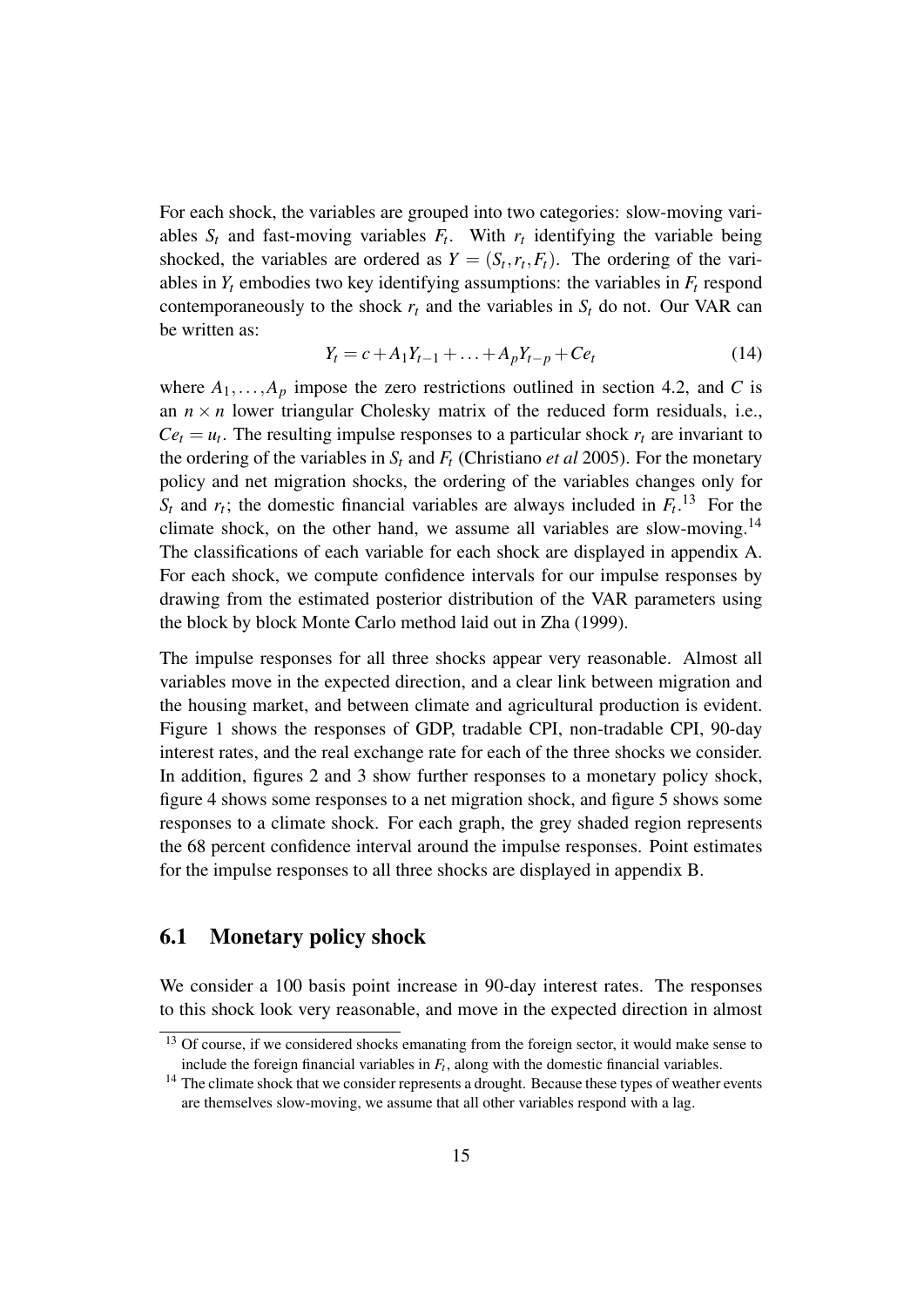For each shock, the variables are grouped into two categories: slow-moving variables $S_t$ and fast-moving variables $F_t$. With $r_t$ identifying the variable being shocked, the variables are ordered as $Y = (S_t, r_t, F_t)$. The ordering of the variables in $Y_t$ embodies two key identifying assumptions: the variables in $F_t$ respond contemporaneously to the shock $r_t$ and the variables in $S_t$ do not. Our VAR can be written as:

$$Y_t = c + A_1 Y_{t-1} + \ldots + A_p Y_{t-p} + Ce_t \tag{14}$$

where $A_1, \ldots, A_p$ impose the zero restrictions outlined in section 4.2, and $C$ is an $n \times n$ lower triangular Cholesky matrix of the reduced form residuals, i.e., $Ce_t = u_t$. The resulting impulse responses to a particular shock $r_t$ are invariant to the ordering of the variables in $S_t$ and $F_t$ (Christiano *et al* 2005). For the monetary policy and net migration shocks, the ordering of the variables changes only for $S_t$ and $r_t$; the domestic financial variables are always included in $F_t$.[13] For the climate shock, on the other hand, we assume all variables are slow-moving.[14] The classifications of each variable for each shock are displayed in appendix A. For each shock, we compute confidence intervals for our impulse responses by drawing from the estimated posterior distribution of the VAR parameters using the block by block Monte Carlo method laid out in Zha (1999).

The impulse responses for all three shocks appear very reasonable. Almost all variables move in the expected direction, and a clear link between migration and the housing market, and between climate and agricultural production is evident. Figure 1 shows the responses of GDP, tradable CPI, non-tradable CPI, 90-day interest rates, and the real exchange rate for each of the three shocks we consider. In addition, figures 2 and 3 show further responses to a monetary policy shock, figure 4 shows some responses to a net migration shock, and figure 5 shows some responses to a climate shock. For each graph, the grey shaded region represents the 68 percent confidence interval around the impulse responses. Point estimates for the impulse responses to all three shocks are displayed in appendix B.

## 6.1 Monetary policy shock

We consider a 100 basis point increase in 90-day interest rates. The responses to this shock look very reasonable, and move in the expected direction in almost

[13] Of course, if we considered shocks emanating from the foreign sector, it would make sense to include the foreign financial variables in $F_t$, along with the domestic financial variables.

[14] The climate shock that we consider represents a drought. Because these types of weather events are themselves slow-moving, we assume that all other variables respond with a lag.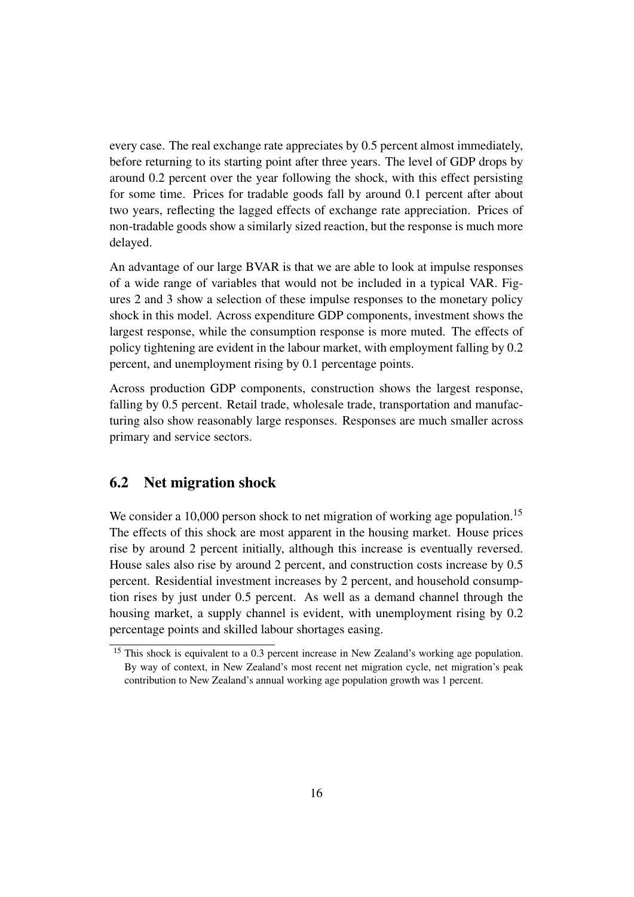every case. The real exchange rate appreciates by 0.5 percent almost immediately, before returning to its starting point after three years. The level of GDP drops by around 0.2 percent over the year following the shock, with this effect persisting for some time. Prices for tradable goods fall by around 0.1 percent after about two years, reflecting the lagged effects of exchange rate appreciation. Prices of non-tradable goods show a similarly sized reaction, but the response is much more delayed.

An advantage of our large BVAR is that we are able to look at impulse responses of a wide range of variables that would not be included in a typical VAR. Figures 2 and 3 show a selection of these impulse responses to the monetary policy shock in this model. Across expenditure GDP components, investment shows the largest response, while the consumption response is more muted. The effects of policy tightening are evident in the labour market, with employment falling by 0.2 percent, and unemployment rising by 0.1 percentage points.

Across production GDP components, construction shows the largest response, falling by 0.5 percent. Retail trade, wholesale trade, transportation and manufacturing also show reasonably large responses. Responses are much smaller across primary and service sectors.

## 6.2 Net migration shock

We consider a 10,000 person shock to net migration of working age population.[15] The effects of this shock are most apparent in the housing market. House prices rise by around 2 percent initially, although this increase is eventually reversed. House sales also rise by around 2 percent, and construction costs increase by 0.5 percent. Residential investment increases by 2 percent, and household consumption rises by just under 0.5 percent. As well as a demand channel through the housing market, a supply channel is evident, with unemployment rising by 0.2 percentage points and skilled labour shortages easing.

[15] This shock is equivalent to a 0.3 percent increase in New Zealand's working age population. By way of context, in New Zealand's most recent net migration cycle, net migration's peak contribution to New Zealand's annual working age population growth was 1 percent.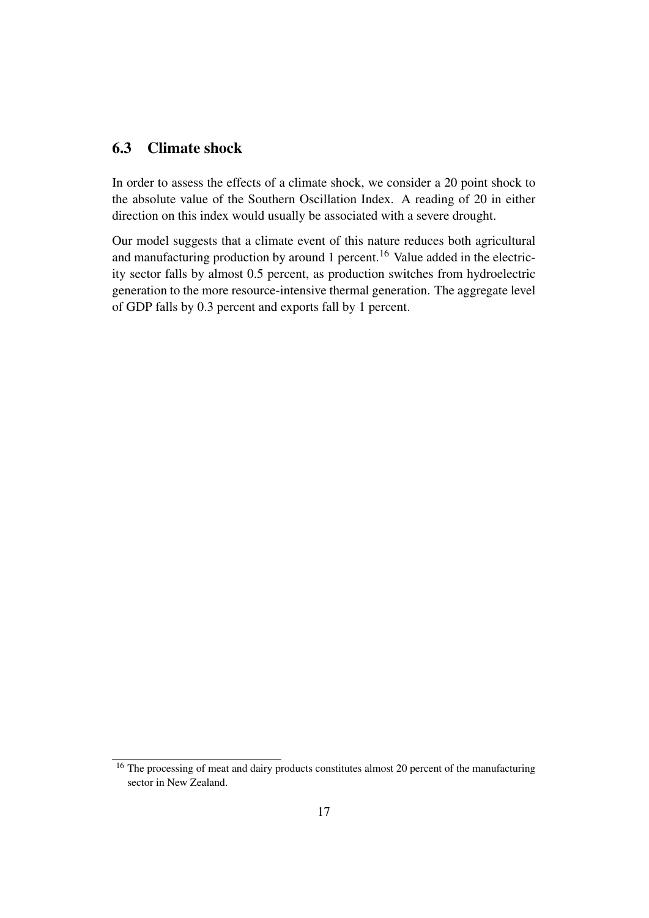## 6.3 Climate shock

In order to assess the effects of a climate shock, we consider a 20 point shock to the absolute value of the Southern Oscillation Index. A reading of 20 in either direction on this index would usually be associated with a severe drought.

Our model suggests that a climate event of this nature reduces both agricultural and manufacturing production by around 1 percent.[16] Value added in the electricity sector falls by almost 0.5 percent, as production switches from hydroelectric generation to the more resource-intensive thermal generation. The aggregate level of GDP falls by 0.3 percent and exports fall by 1 percent.

---

[16] The processing of meat and dairy products constitutes almost 20 percent of the manufacturing sector in New Zealand.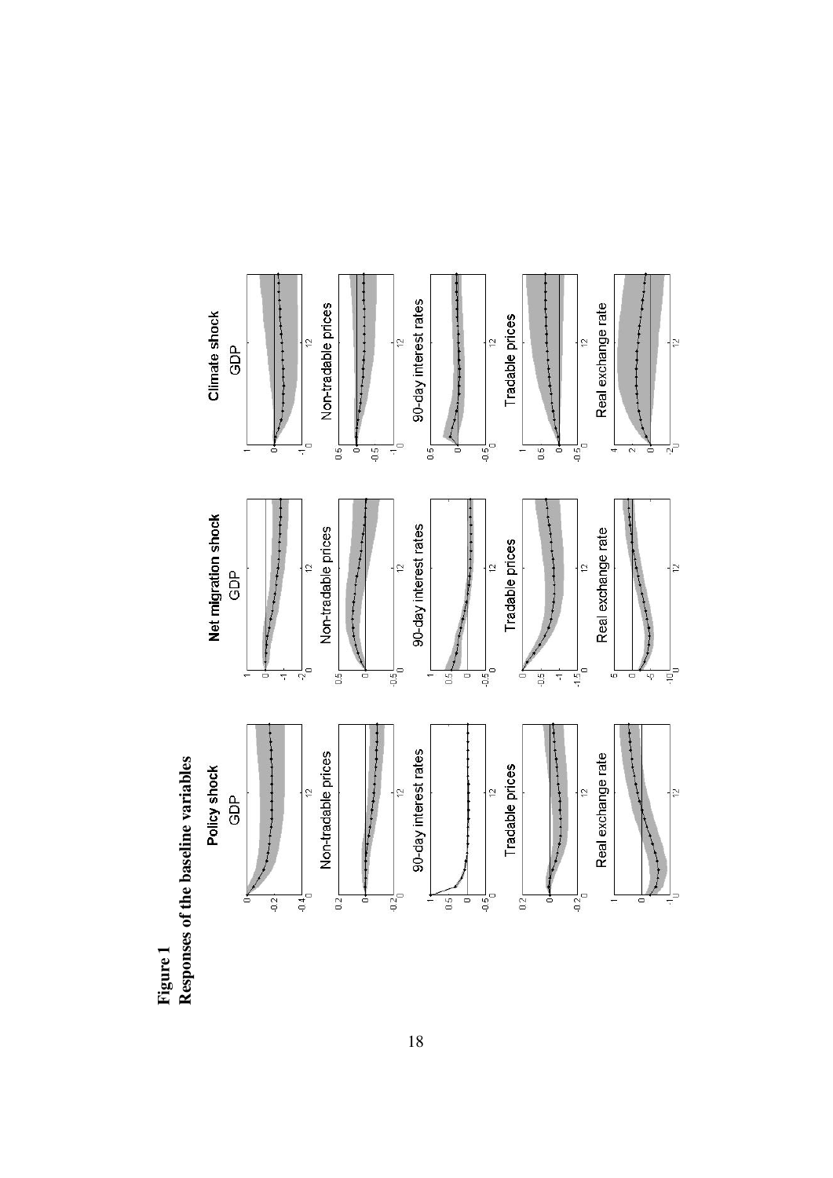**Figure 1**
**Responses of the baseline variables**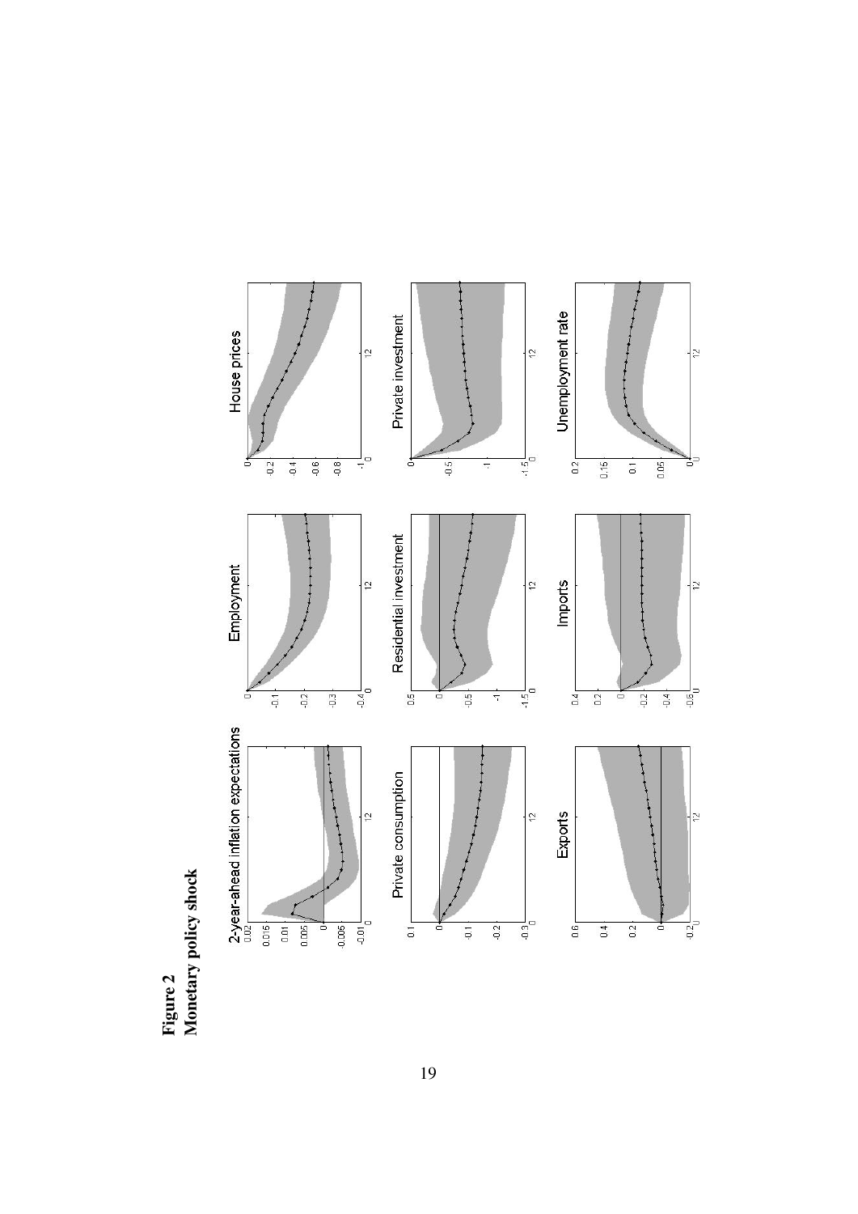**Figure 2**
**Monetary policy shock**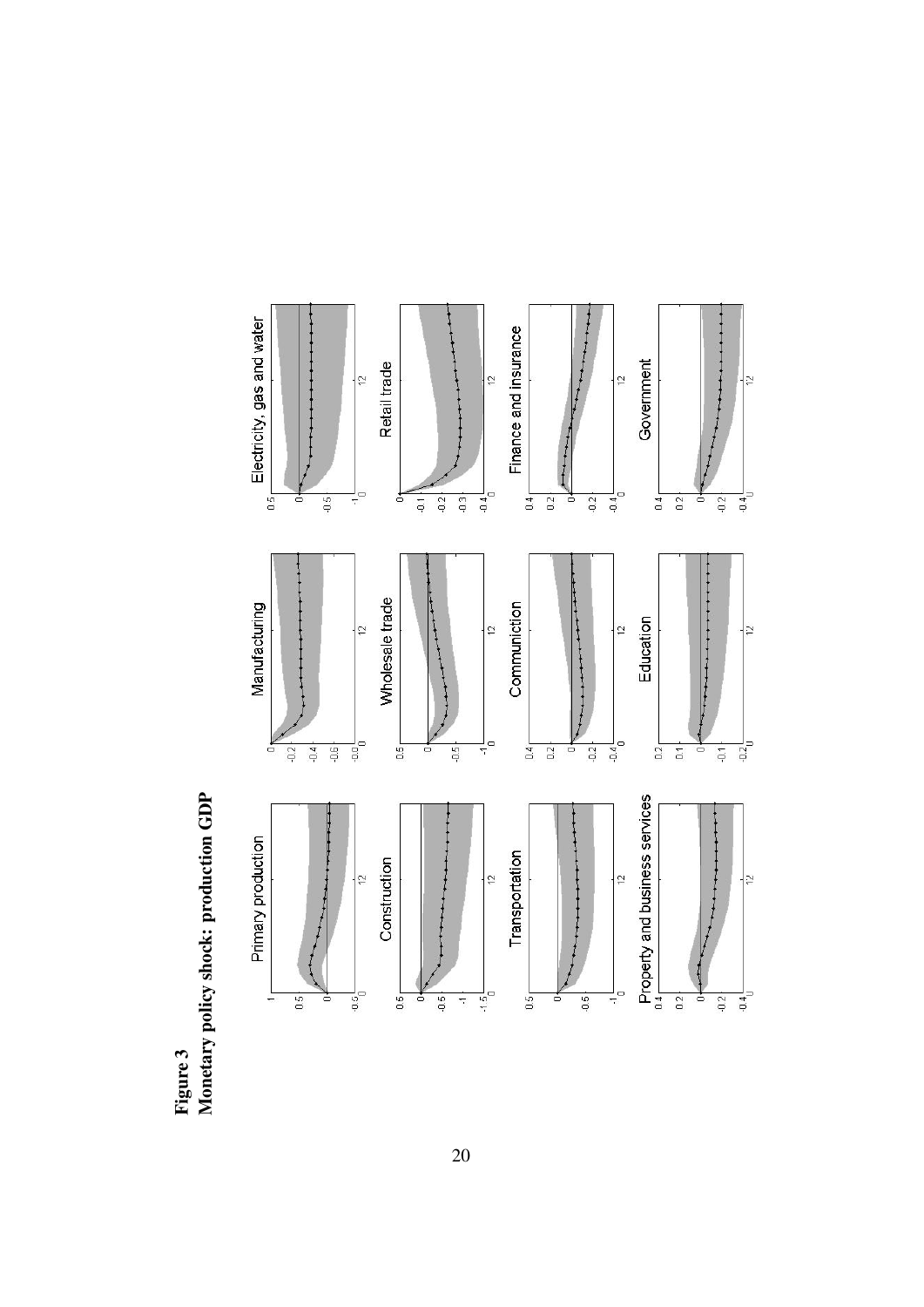**Figure 3**
**Monetary policy shock: production GDP**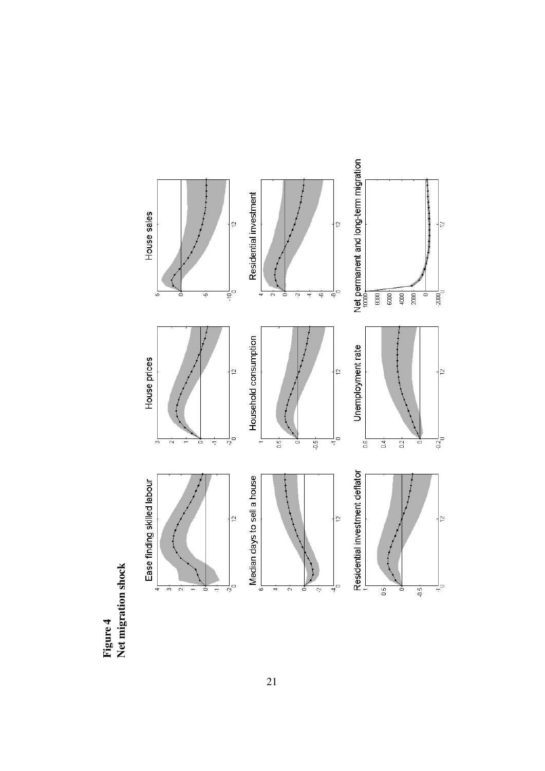**Figure 4**
**Net migration shock**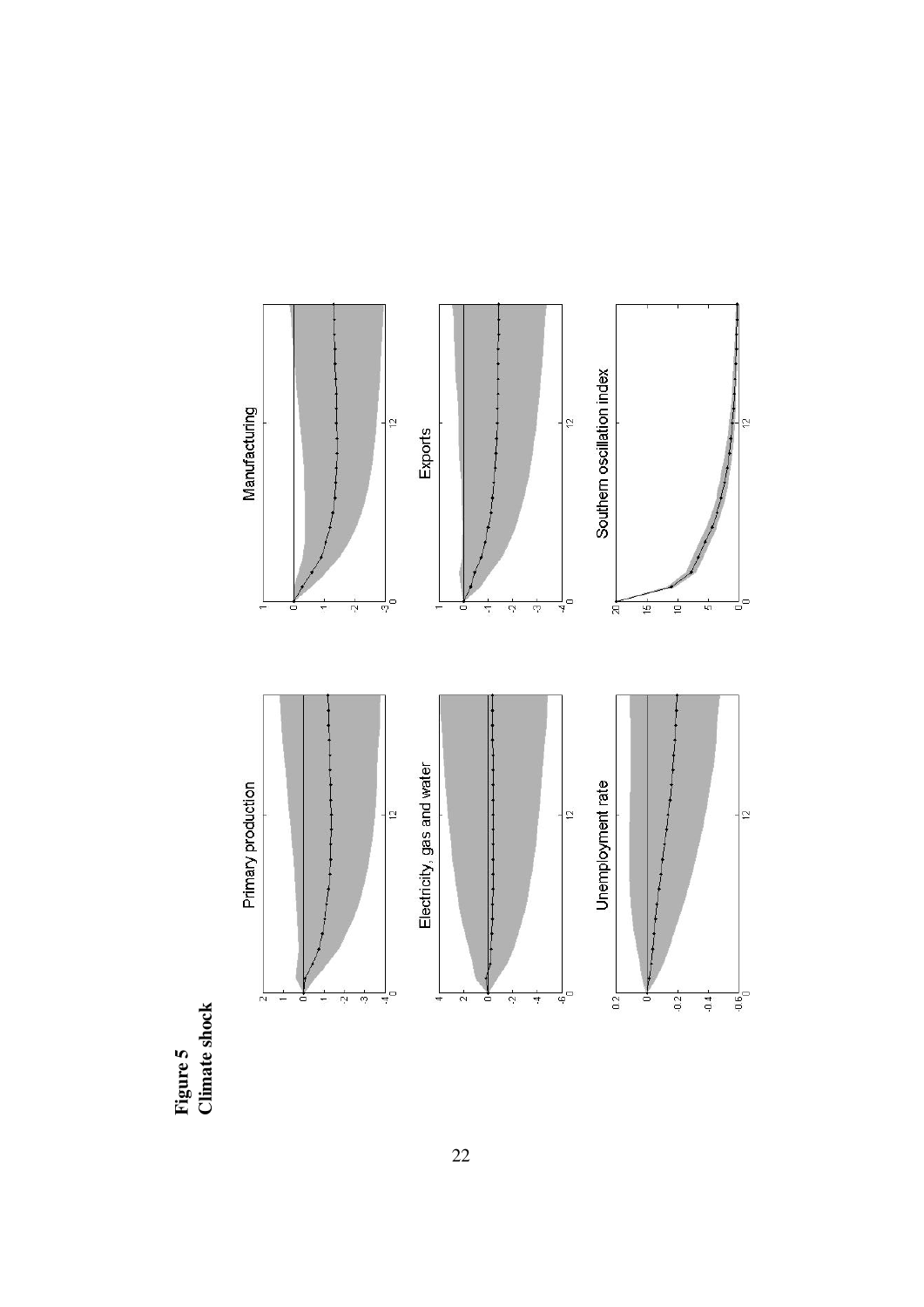**Figure 5**
**Climate shock**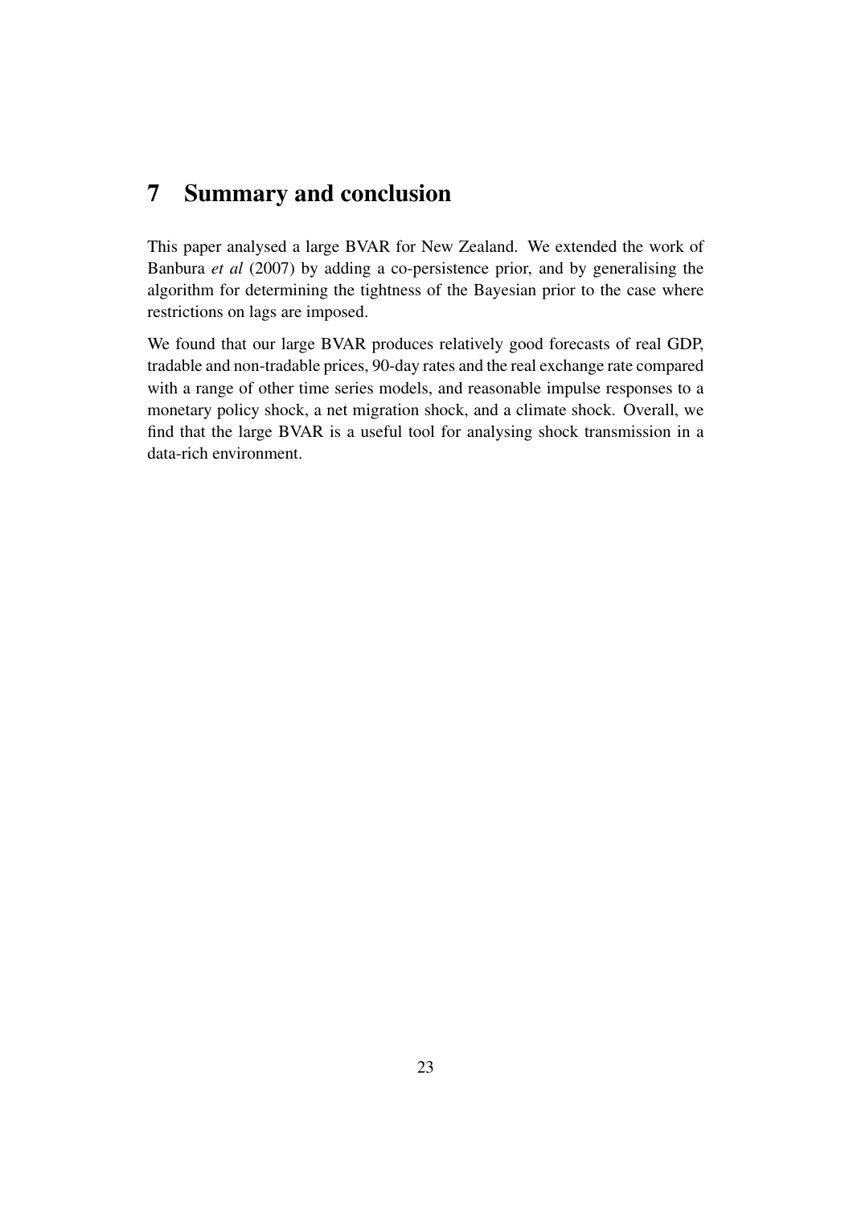# 7 Summary and conclusion

This paper analysed a large BVAR for New Zealand. We extended the work of Banbura *et al* (2007) by adding a co-persistence prior, and by generalising the algorithm for determining the tightness of the Bayesian prior to the case where restrictions on lags are imposed.

We found that our large BVAR produces relatively good forecasts of real GDP, tradable and non-tradable prices, 90-day rates and the real exchange rate compared with a range of other time series models, and reasonable impulse responses to a monetary policy shock, a net migration shock, and a climate shock. Overall, we find that the large BVAR is a useful tool for analysing shock transmission in a data-rich environment.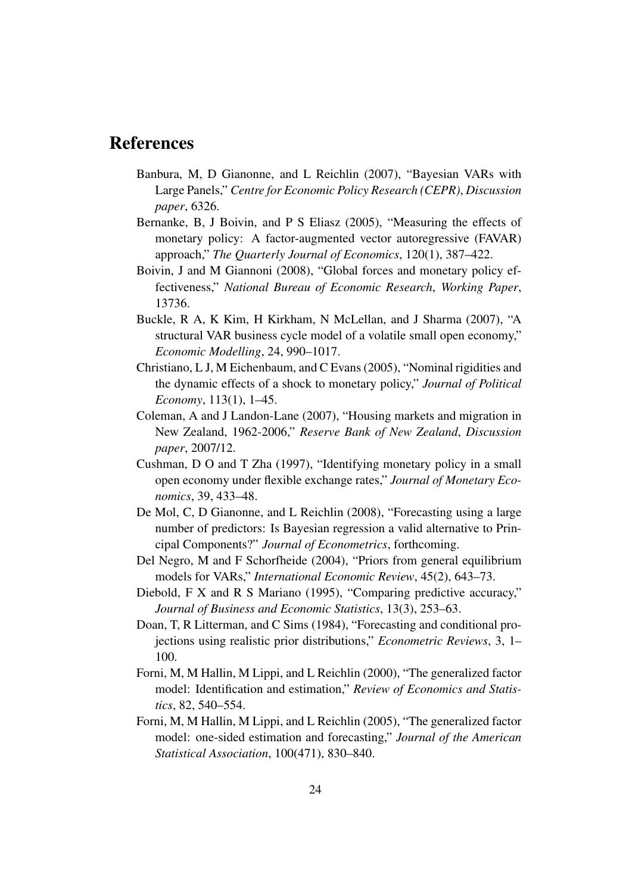# References

Banbura, M, D Gianonne, and L Reichlin (2007), "Bayesian VARs with Large Panels," *Centre for Economic Policy Research (CEPR)*, *Discussion paper*, 6326.

Bernanke, B, J Boivin, and P S Eliasz (2005), "Measuring the effects of monetary policy: A factor-augmented vector autoregressive (FAVAR) approach," *The Quarterly Journal of Economics*, 120(1), 387–422.

Boivin, J and M Giannoni (2008), "Global forces and monetary policy effectiveness," *National Bureau of Economic Research*, *Working Paper*, 13736.

Buckle, R A, K Kim, H Kirkham, N McLellan, and J Sharma (2007), "A structural VAR business cycle model of a volatile small open economy," *Economic Modelling*, 24, 990–1017.

Christiano, L J, M Eichenbaum, and C Evans (2005), "Nominal rigidities and the dynamic effects of a shock to monetary policy," *Journal of Political Economy*, 113(1), 1–45.

Coleman, A and J Landon-Lane (2007), "Housing markets and migration in New Zealand, 1962-2006," *Reserve Bank of New Zealand*, *Discussion paper*, 2007/12.

Cushman, D O and T Zha (1997), "Identifying monetary policy in a small open economy under flexible exchange rates," *Journal of Monetary Economics*, 39, 433–48.

De Mol, C, D Gianonne, and L Reichlin (2008), "Forecasting using a large number of predictors: Is Bayesian regression a valid alternative to Principal Components?" *Journal of Econometrics*, forthcoming.

Del Negro, M and F Schorfheide (2004), "Priors from general equilibrium models for VARs," *International Economic Review*, 45(2), 643–73.

Diebold, F X and R S Mariano (1995), "Comparing predictive accuracy," *Journal of Business and Economic Statistics*, 13(3), 253–63.

Doan, T, R Litterman, and C Sims (1984), "Forecasting and conditional projections using realistic prior distributions," *Econometric Reviews*, 3, 1–100.

Forni, M, M Hallin, M Lippi, and L Reichlin (2000), "The generalized factor model: Identification and estimation," *Review of Economics and Statistics*, 82, 540–554.

Forni, M, M Hallin, M Lippi, and L Reichlin (2005), "The generalized factor model: one-sided estimation and forecasting," *Journal of the American Statistical Association*, 100(471), 830–840.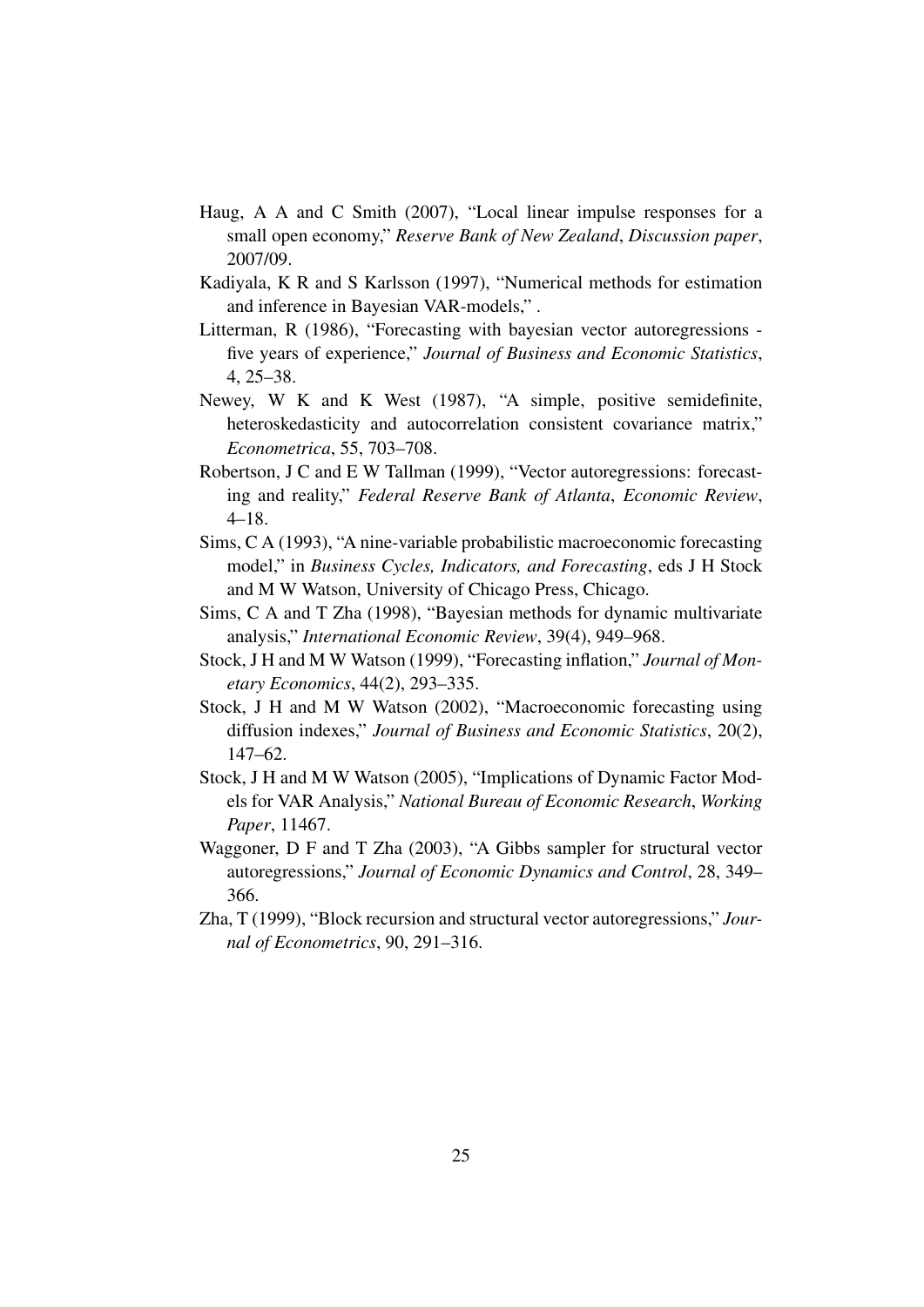Haug, A A and C Smith (2007), "Local linear impulse responses for a small open economy," *Reserve Bank of New Zealand*, *Discussion paper*, 2007/09.

Kadiyala, K R and S Karlsson (1997), "Numerical methods for estimation and inference in Bayesian VAR-models," .

Litterman, R (1986), "Forecasting with bayesian vector autoregressions - five years of experience," *Journal of Business and Economic Statistics*, 4, 25–38.

Newey, W K and K West (1987), "A simple, positive semidefinite, heteroskedasticity and autocorrelation consistent covariance matrix," *Econometrica*, 55, 703–708.

Robertson, J C and E W Tallman (1999), "Vector autoregressions: forecasting and reality," *Federal Reserve Bank of Atlanta*, *Economic Review*, 4–18.

Sims, C A (1993), "A nine-variable probabilistic macroeconomic forecasting model," in *Business Cycles, Indicators, and Forecasting*, eds J H Stock and M W Watson, University of Chicago Press, Chicago.

Sims, C A and T Zha (1998), "Bayesian methods for dynamic multivariate analysis," *International Economic Review*, 39(4), 949–968.

Stock, J H and M W Watson (1999), "Forecasting inflation," *Journal of Monetary Economics*, 44(2), 293–335.

Stock, J H and M W Watson (2002), "Macroeconomic forecasting using diffusion indexes," *Journal of Business and Economic Statistics*, 20(2), 147–62.

Stock, J H and M W Watson (2005), "Implications of Dynamic Factor Models for VAR Analysis," *National Bureau of Economic Research*, *Working Paper*, 11467.

Waggoner, D F and T Zha (2003), "A Gibbs sampler for structural vector autoregressions," *Journal of Economic Dynamics and Control*, 28, 349–366.

Zha, T (1999), "Block recursion and structural vector autoregressions," *Journal of Econometrics*, 90, 291–316.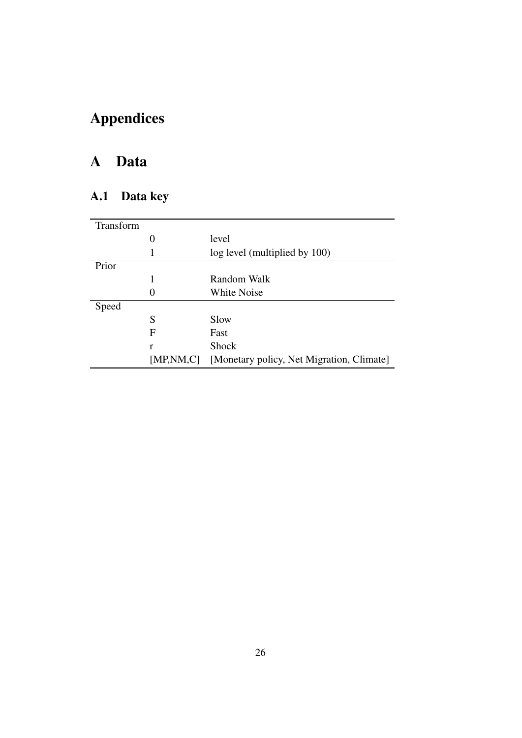# Appendices

## A Data

### A.1 Data key

| | | |
|---|---|---|
| Transform | | |
| | 0 | level |
| | 1 | log level (multiplied by 100) |
| Prior | | |
| | 1 | Random Walk |
| | 0 | White Noise |
| Speed | | |
| | S | Slow |
| | F | Fast |
| | r | Shock |
| | [MP,NM,C] | [Monetary policy, Net Migration, Climate] |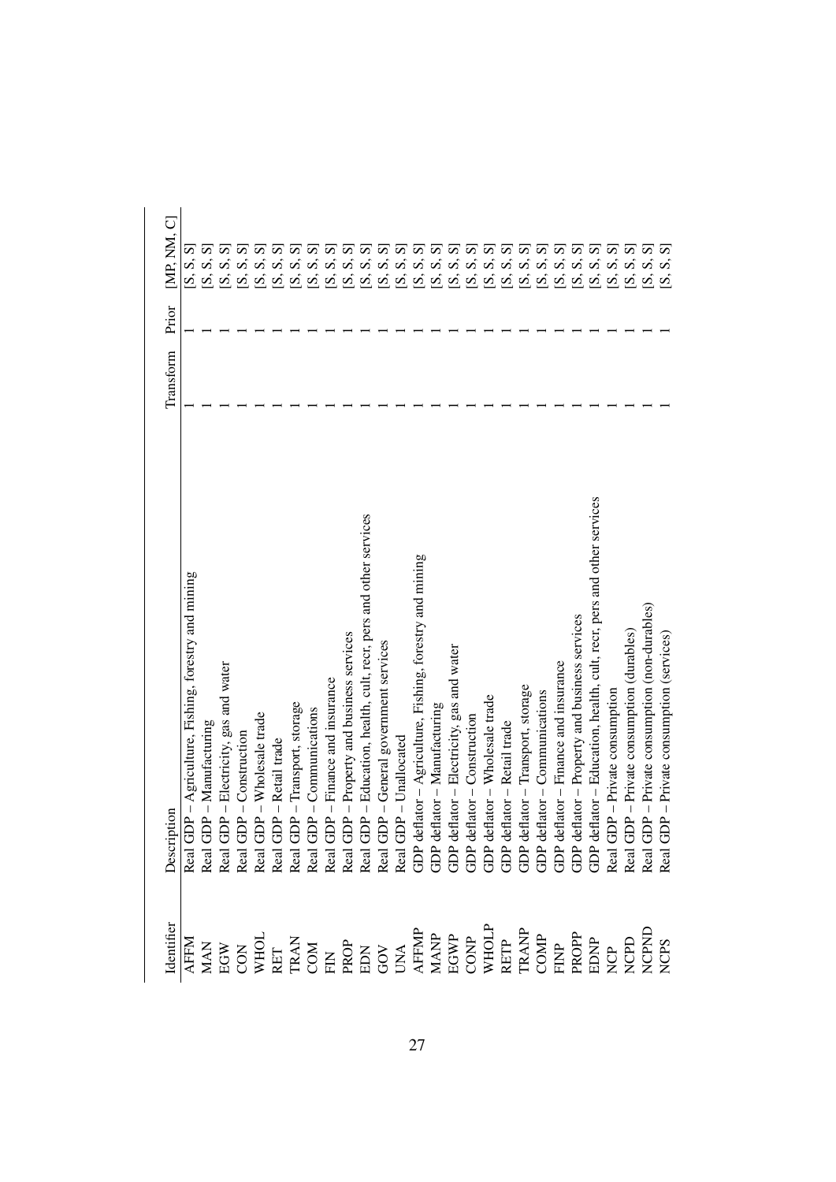| Identifier | Description | Transform | Prior | [MP, NM, C] |
|---|---|---|---|---|
| AFFM | Real GDP – Agriculture, Fishing, forestry and mining | 1 | 1 | [S, S, S] |
| MAN | Real GDP – Manufacturing | 1 | 1 | [S, S, S] |
| EGW | Real GDP – Electricity, gas and water | 1 | 1 | [S, S, S] |
| CON | Real GDP – Construction | 1 | 1 | [S, S, S] |
| WHOL | Real GDP – Wholesale trade | 1 | 1 | [S, S, S] |
| RET | Real GDP – Retail trade | 1 | 1 | [S, S, S] |
| TRAN | Real GDP – Transport, storage | 1 | 1 | [S, S, S] |
| COM | Real GDP – Communications | 1 | 1 | [S, S, S] |
| FIN | Real GDP – Finance and insurance | 1 | 1 | [S, S, S] |
| PROP | Real GDP – Property and business services | 1 | 1 | [S, S, S] |
| EDN | Real GDP – Education, health, cult, recr, pers and other services | 1 | 1 | [S, S, S] |
| GOV | Real GDP – General government services | 1 | 1 | [S, S, S] |
| UNA | Real GDP – Unallocated | 1 | 1 | [S, S, S] |
| AFFMP | GDP deflator – Agriculture, Fishing, forestry and mining | 1 | 1 | [S, S, S] |
| MANP | GDP deflator – Manufacturing | 1 | 1 | [S, S, S] |
| EGWP | GDP deflator – Electricity, gas and water | 1 | 1 | [S, S, S] |
| CONP | GDP deflator – Construction | 1 | 1 | [S, S, S] |
| WHOLP | GDP deflator – Wholesale trade | 1 | 1 | [S, S, S] |
| RETP | GDP deflator – Retail trade | 1 | 1 | [S, S, S] |
| TRANP | GDP deflator – Transport, storage | 1 | 1 | [S, S, S] |
| COMP | GDP deflator – Communications | 1 | 1 | [S, S, S] |
| FINP | GDP deflator – Finance and insurance | 1 | 1 | [S, S, S] |
| PROPP | GDP deflator – Property and business services | 1 | 1 | [S, S, S] |
| EDNP | GDP deflator – Education, health, cult, recr, pers and other services | 1 | 1 | [S, S, S] |
| NCP | Real GDP – Private consumption | 1 | 1 | [S, S, S] |
| NCPD | Real GDP – Private consumption (durables) | 1 | 1 | [S, S, S] |
| NCPND | Real GDP – Private consumption (non-durables) | 1 | 1 | [S, S, S] |
| NCPS | Real GDP – Private consumption (services) | 1 | 1 | [S, S, S] |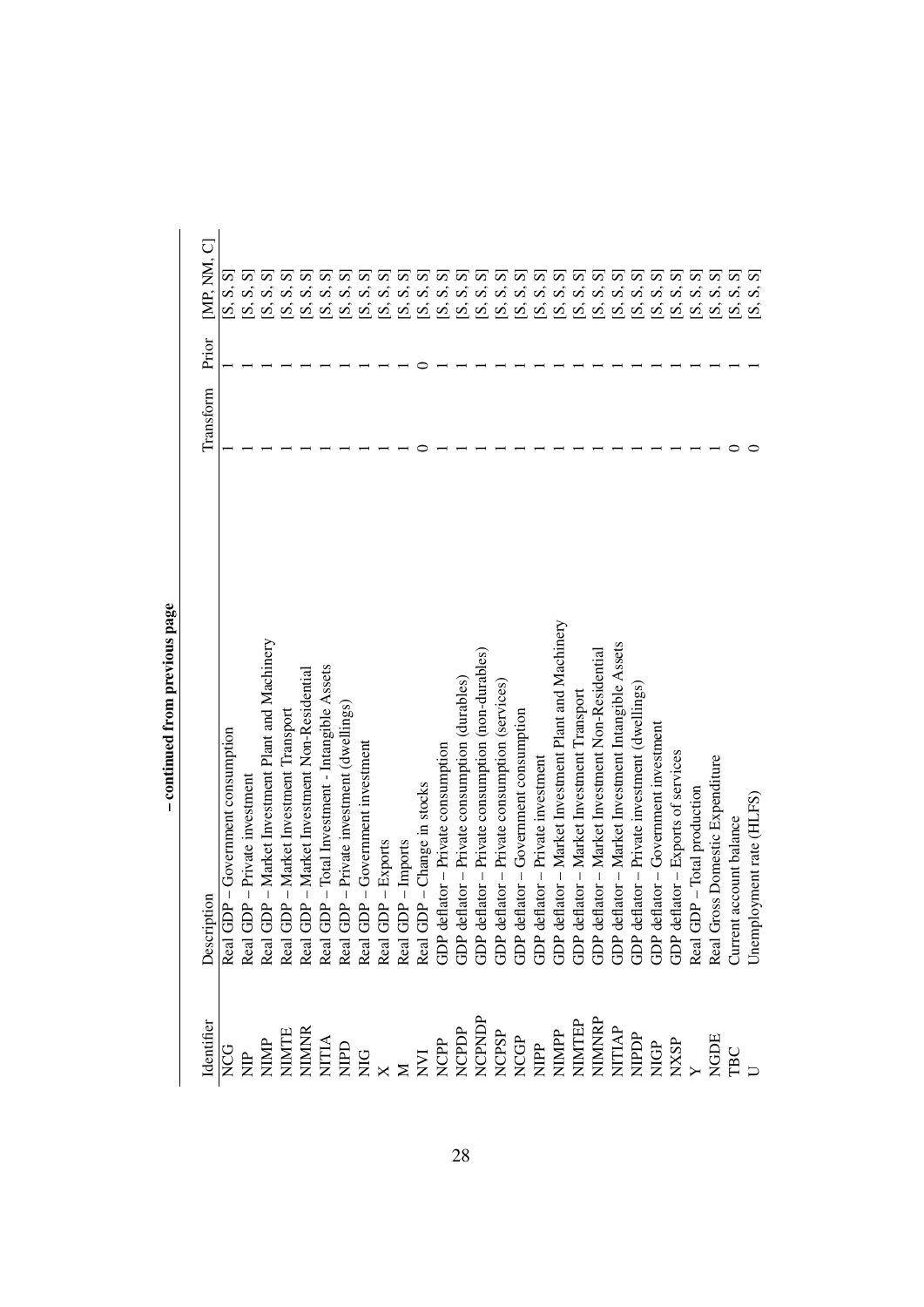**– continued from previous page**

| Identifier | Description | Transform | Prior | [MP, NM, C] |
|---|---|---|---|---|
| NCG | Real GDP – Government consumption | 1 | 1 | [S, S, S] |
| NIP | Real GDP – Private investment | 1 | 1 | [S, S, S] |
| NIMP | Real GDP – Market Investment Plant and Machinery | 1 | 1 | [S, S, S] |
| NIMTE | Real GDP – Market Investment Transport | 1 | 1 | [S, S, S] |
| NIMNR | Real GDP – Market Investment Non-Residential | 1 | 1 | [S, S, S] |
| NITIA | Real GDP – Total Investment - Intangible Assets | 1 | 1 | [S, S, S] |
| NIPD | Real GDP – Private investment (dwellings) | 1 | 1 | [S, S, S] |
| NIG | Real GDP – Government investment | 1 | 1 | [S, S, S] |
| X | Real GDP – Exports | 1 | 1 | [S, S, S] |
| M | Real GDP – Imports | 1 | 1 | [S, S, S] |
| NVI | Real GDP – Change in stocks | 0 | 0 | [S, S, S] |
| NCPP | GDP deflator – Private consumption | 1 | 1 | [S, S, S] |
| NCPDP | GDP deflator – Private consumption (durables) | 1 | 1 | [S, S, S] |
| NCPNDP | GDP deflator – Private consumption (non-durables) | 1 | 1 | [S, S, S] |
| NCPSP | GDP deflator – Private consumption (services) | 1 | 1 | [S, S, S] |
| NCGP | GDP deflator – Government consumption | 1 | 1 | [S, S, S] |
| NIPP | GDP deflator – Private investment | 1 | 1 | [S, S, S] |
| NIMPP | GDP deflator – Market Investment Plant and Machinery | 1 | 1 | [S, S, S] |
| NIMTEP | GDP deflator – Market Investment Transport | 1 | 1 | [S, S, S] |
| NIMNRP | GDP deflator – Market Investment Non-Residential | 1 | 1 | [S, S, S] |
| NITIAP | GDP deflator – Market Investment Intangible Assets | 1 | 1 | [S, S, S] |
| NIPDP | GDP deflator – Private investment (dwellings) | 1 | 1 | [S, S, S] |
| NIGP | GDP deflator – Government investment | 1 | 1 | [S, S, S] |
| NXSP | GDP deflator – Exports of services | 1 | 1 | [S, S, S] |
| Y | Real GDP – Total production | 1 | 1 | [S, S, S] |
| NGDE | Real Gross Domestic Expenditure | 1 | 1 | [S, S, S] |
| TBC | Current account balance | 0 | 1 | [S, S, S] |
| U | Unemployment rate (HLFS) | 0 | 1 | [S, S, S] |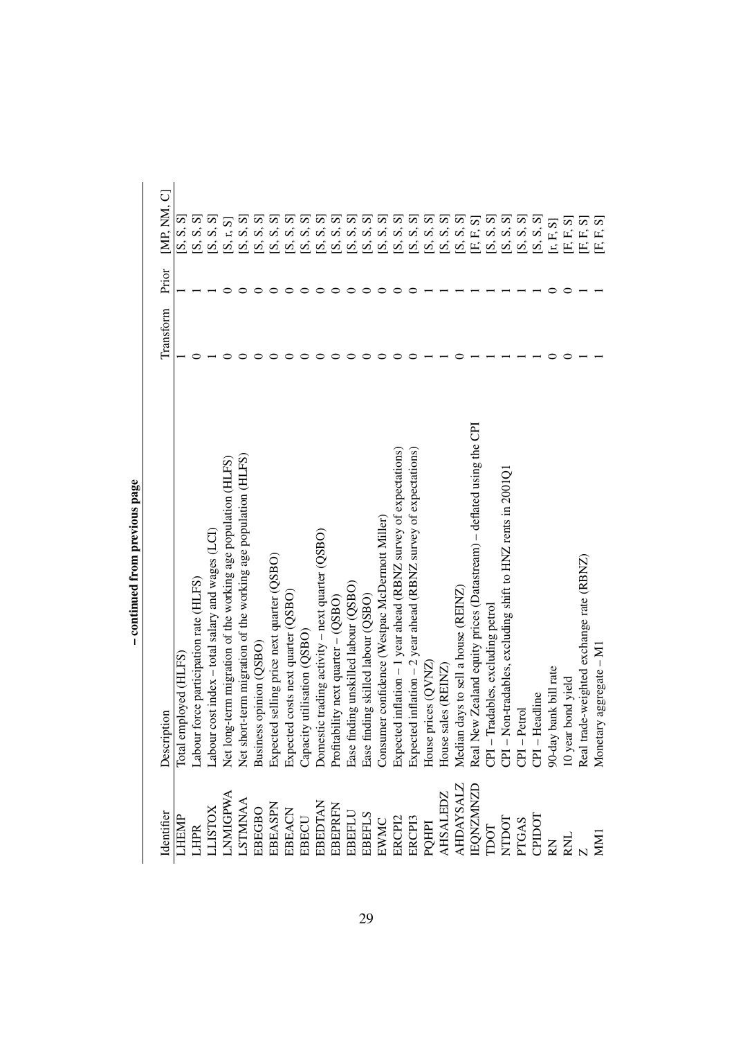**– continued from previous page**

| Identifier | Description | Transform | Prior | [MP, NM, C] |
|---|---|---|---|---|
| LHEMP | Total employed (HLFS) | 1 | 1 | [S, S, S] |
| LHPR | Labour force participation rate (HLFS) | 0 | 1 | [S, S, S] |
| LLISTOX | Labour cost index – total salary and wages (LCI) | 1 | 1 | [S, S, S] |
| LNMIGPWA | Net long-term migration of the working age population (HLFS) | 0 | 0 | [S, r, S] |
| LSTMNAA | Net short-term migration of the working age population (HLFS) | 0 | 0 | [S, S, S] |
| EBEGBO | Business opinion (QSBO) | 0 | 0 | [S, S, S] |
| EBEASPN | Expected selling price next quarter (QSBO) | 0 | 0 | [S, S, S] |
| EBEACN | Expected costs next quarter (QSBO) | 0 | 0 | [S, S, S] |
| EBECU | Capacity utilisation (QSBO) | 0 | 0 | [S, S, S] |
| EBEDTAN | Domestic trading activity – next quarter (QSBO) | 0 | 0 | [S, S, S] |
| EBEPRFN | Profitability next quarter – (QSBO) | 0 | 0 | [S, S, S] |
| EBEFLU | Ease finding unskilled labour (QSBO) | 0 | 0 | [S, S, S] |
| EBEFLS | Ease finding skilled labour (QSBO) | 0 | 0 | [S, S, S] |
| EWMC | Consumer confidence (Westpac McDermott Miller) | 0 | 0 | [S, S, S] |
| ERCPI2 | Expected inflation – 1 year ahead (RBNZ survey of expectations) | 0 | 0 | [S, S, S] |
| ERCPI3 | Expected inflation – 2 year ahead (RBNZ survey of expectations) | 0 | 0 | [S, S, S] |
| PQHPI | House prices (QVNZ) | 1 | 1 | [S, S, S] |
| AHSALEDZ | House sales (REINZ) | 1 | 1 | [S, S, S] |
| AHDAYSALZ | Median days to sell a house (REINZ) | 0 | 1 | [S, S, S] |
| IEQNZMNZD | Real New Zealand equity prices (Datastream) – deflated using the CPI | 1 | 1 | [F, F, S] |
| TDOT | CPI – Tradables, excluding petrol | 1 | 1 | [S, S, S] |
| NTDOT | CPI – Non-tradables, excluding shift to HNZ rents in 2001Q1 | 1 | 1 | [S, S, S] |
| PTGAS | CPI – Petrol | 1 | 1 | [S, S, S] |
| CPIDOT | CPI – Headline | 1 | 1 | [S, S, S] |
| RN | 90-day bank bill rate | 0 | 0 | [r, F, S] |
| RNL | 10 year bond yield | 0 | 0 | [F, F, S] |
| Z | Real trade-weighted exchange rate (RBNZ) | 1 | 1 | [F, F, S] |
| MM1 | Monetary aggregate – M1 | 1 | 1 | [F, F, S] |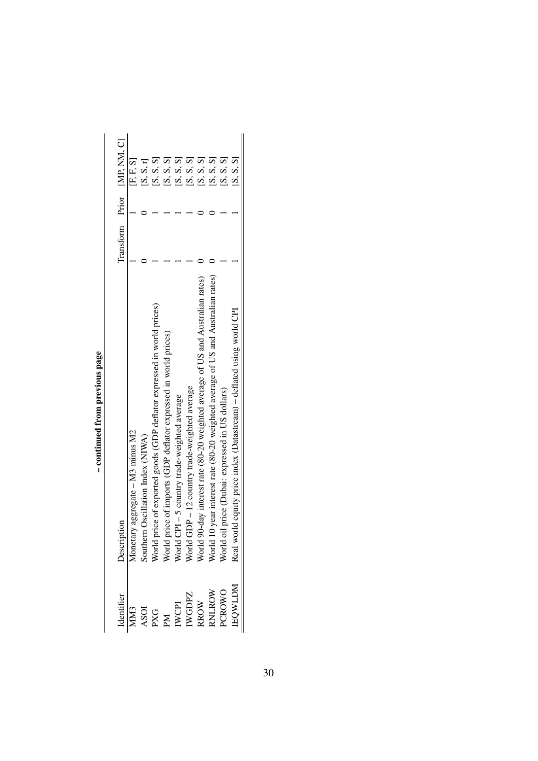**– continued from previous page**

| Identifier | Description | Transform | Prior | [MP, NM, C] |
|---|---|---|---|---|
| MM3 | Monetary aggregate – M3 minus M2 | 1 | 1 | [F, F, S] |
| ASOI | Southern Oscillation Index (NIWA) | 0 | 0 | [S, S, r] |
| PXG | World price of exported goods (GDP deflator expressed in world prices) | 1 | 1 | [S, S, S] |
| PM | World price of imports (GDP deflator expressed in world prices) | 1 | 1 | [S, S, S] |
| IWCPI | World CPI – 5 country trade-weighted average | 1 | 1 | [S, S, S] |
| IWGDPZ | World GDP – 12 country trade-weighted average | 1 | 1 | [S, S, S] |
| RROW | World 90-day interest rate (80-20 weighted average of US and Australian rates) | 0 | 0 | [S, S, S] |
| RNLROW | World 10 year interest rate (80-20 weighted average of US and Australian rates) | 0 | 0 | [S, S, S] |
| PCROWO | World oil price (Dubai: expressed in US dollars) | 1 | 1 | [S, S, S] |
| IEQWLDM | Real world equity price index (Datastream) – deflated using world CPI | 1 | 1 | [S, S, S] |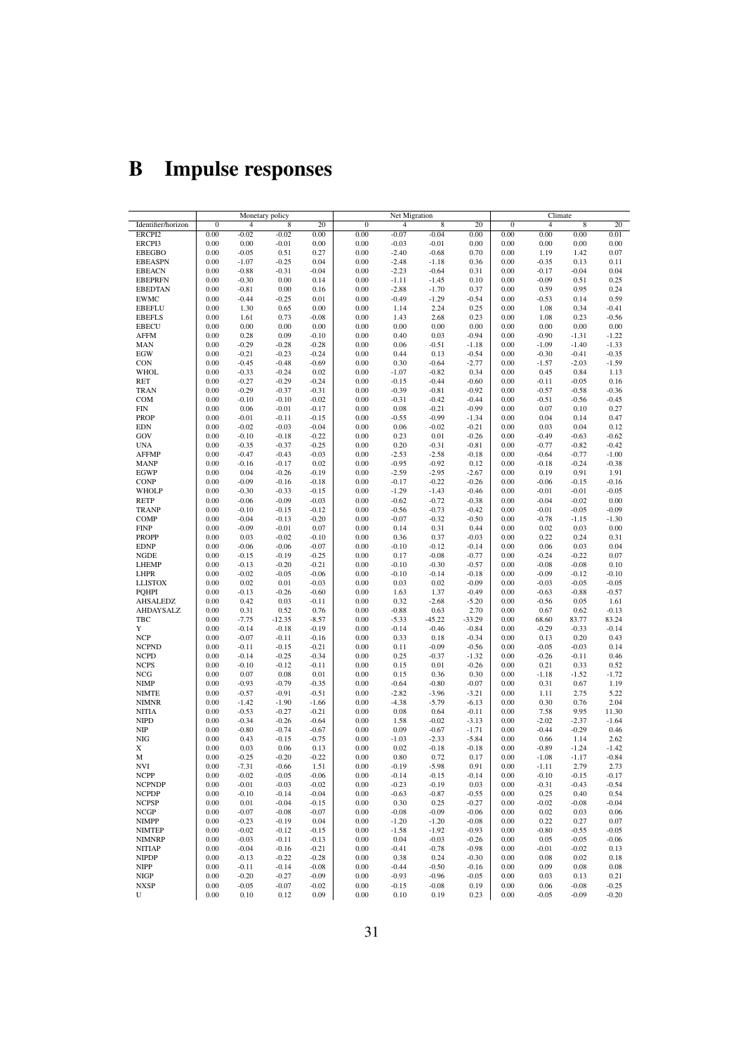# B Impulse responses

| | Monetary policy | | | | Net Migration | | | | Climate | | | |
|---|---|---|---|---|---|---|---|---|---|---|---|---|
| Identifier/horizon | 0 | 4 | 8 | 20 | 0 | 4 | 8 | 20 | 0 | 4 | 8 | 20 |
| ERCPI2 | 0.00 | -0.02 | -0.02 | 0.00 | 0.00 | -0.07 | -0.04 | 0.00 | 0.00 | 0.00 | 0.00 | 0.01 |
| ERCPI3 | 0.00 | 0.00 | -0.01 | 0.00 | 0.00 | -0.03 | -0.01 | 0.00 | 0.00 | 0.00 | 0.00 | 0.00 |
| EBEGBO | 0.00 | -0.05 | 0.51 | 0.27 | 0.00 | -2.40 | -0.68 | 0.70 | 0.00 | 1.19 | 1.42 | 0.07 |
| EBEASPN | 0.00 | -1.07 | -0.25 | 0.04 | 0.00 | -2.48 | -1.18 | 0.36 | 0.00 | -0.35 | 0.13 | 0.11 |
| EBEACN | 0.00 | -0.88 | -0.31 | -0.04 | 0.00 | -2.23 | -0.64 | 0.31 | 0.00 | -0.17 | -0.04 | 0.04 |
| EBEPRFN | 0.00 | -0.30 | 0.00 | 0.14 | 0.00 | -1.11 | -1.45 | 0.10 | 0.00 | -0.09 | 0.51 | 0.25 |
| EBEDTAN | 0.00 | -0.81 | 0.00 | 0.16 | 0.00 | -2.88 | -1.70 | 0.37 | 0.00 | 0.59 | 0.95 | 0.24 |
| EWMC | 0.00 | -0.44 | -0.25 | 0.01 | 0.00 | -0.49 | -1.29 | -0.54 | 0.00 | -0.53 | 0.14 | 0.59 |
| EBEFLU | 0.00 | 1.30 | 0.65 | 0.00 | 0.00 | 1.14 | 2.24 | 0.25 | 0.00 | 1.08 | 0.34 | -0.41 |
| EBEFLS | 0.00 | 1.61 | 0.73 | -0.08 | 0.00 | 1.43 | 2.68 | 0.23 | 0.00 | 1.08 | 0.23 | -0.56 |
| EBECU | 0.00 | 0.00 | 0.00 | 0.00 | 0.00 | 0.00 | 0.00 | 0.00 | 0.00 | 0.00 | 0.00 | 0.00 |
| AFFM | 0.00 | 0.28 | 0.09 | -0.10 | 0.00 | 0.40 | 0.03 | -0.94 | 0.00 | -0.90 | -1.31 | -1.22 |
| MAN | 0.00 | -0.29 | -0.28 | -0.28 | 0.00 | 0.06 | -0.51 | -1.18 | 0.00 | -1.09 | -1.40 | -1.33 |
| EGW | 0.00 | -0.21 | -0.23 | -0.24 | 0.00 | 0.44 | 0.13 | -0.54 | 0.00 | -0.30 | -0.41 | -0.35 |
| CON | 0.00 | -0.45 | -0.48 | -0.69 | 0.00 | 0.30 | -0.64 | -2.77 | 0.00 | -1.57 | -2.03 | -1.59 |
| WHOL | 0.00 | -0.33 | -0.24 | 0.02 | 0.00 | -1.07 | -0.82 | 0.34 | 0.00 | 0.45 | 0.84 | 1.13 |
| RET | 0.00 | -0.27 | -0.29 | -0.24 | 0.00 | -0.15 | -0.44 | -0.60 | 0.00 | -0.11 | -0.05 | 0.16 |
| TRAN | 0.00 | -0.29 | -0.37 | -0.31 | 0.00 | -0.39 | -0.81 | -0.92 | 0.00 | -0.57 | -0.58 | -0.36 |
| COM | 0.00 | -0.10 | -0.10 | -0.02 | 0.00 | -0.31 | -0.42 | -0.44 | 0.00 | -0.51 | -0.56 | -0.45 |
| FIN | 0.00 | 0.06 | -0.01 | -0.17 | 0.00 | 0.08 | -0.21 | -0.99 | 0.00 | 0.07 | 0.10 | 0.27 |
| PROP | 0.00 | -0.01 | -0.11 | -0.15 | 0.00 | -0.55 | -0.99 | -1.34 | 0.00 | 0.04 | 0.14 | 0.47 |
| EDN | 0.00 | -0.02 | -0.03 | -0.04 | 0.00 | 0.06 | -0.02 | -0.21 | 0.00 | 0.03 | 0.04 | 0.12 |
| GOV | 0.00 | -0.10 | -0.18 | -0.22 | 0.00 | 0.23 | 0.01 | -0.26 | 0.00 | -0.49 | -0.63 | -0.62 |
| UNA | 0.00 | -0.35 | -0.37 | -0.25 | 0.00 | 0.20 | -0.31 | -0.81 | 0.00 | -0.77 | -0.82 | -0.42 |
| AFFMP | 0.00 | -0.47 | -0.43 | -0.03 | 0.00 | -2.53 | -2.58 | -0.18 | 0.00 | -0.64 | -0.77 | -1.00 |
| MANP | 0.00 | -0.16 | -0.17 | 0.02 | 0.00 | -0.95 | -0.92 | 0.12 | 0.00 | -0.18 | -0.24 | -0.38 |
| EGWP | 0.00 | 0.04 | -0.26 | -0.19 | 0.00 | -2.59 | -2.95 | -2.67 | 0.00 | 0.19 | 0.91 | 1.91 |
| CONP | 0.00 | -0.09 | -0.16 | -0.18 | 0.00 | -0.17 | -0.22 | -0.26 | 0.00 | -0.06 | -0.15 | -0.16 |
| WHOLP | 0.00 | -0.30 | -0.33 | -0.15 | 0.00 | -1.29 | -1.43 | -0.46 | 0.00 | -0.01 | -0.01 | -0.05 |
| RETP | 0.00 | -0.06 | -0.09 | -0.03 | 0.00 | -0.62 | -0.72 | -0.38 | 0.00 | -0.04 | -0.02 | 0.00 |
| TRANP | 0.00 | -0.10 | -0.15 | -0.12 | 0.00 | -0.56 | -0.73 | -0.42 | 0.00 | -0.01 | -0.05 | -0.09 |
| COMP | 0.00 | -0.04 | -0.13 | -0.20 | 0.00 | -0.07 | -0.32 | -0.50 | 0.00 | -0.78 | -1.15 | -1.30 |
| FINP | 0.00 | -0.09 | -0.01 | 0.07 | 0.00 | 0.14 | 0.31 | 0.44 | 0.00 | 0.02 | 0.03 | 0.00 |
| PROPP | 0.00 | 0.03 | -0.02 | -0.10 | 0.00 | 0.36 | 0.37 | -0.03 | 0.00 | 0.22 | 0.24 | 0.31 |
| EDNP | 0.00 | -0.06 | -0.06 | -0.07 | 0.00 | -0.10 | -0.12 | -0.14 | 0.00 | 0.06 | 0.03 | 0.04 |
| NGDE | 0.00 | -0.15 | -0.19 | -0.25 | 0.00 | 0.17 | -0.08 | -0.77 | 0.00 | -0.24 | -0.22 | 0.07 |
| LHEMP | 0.00 | -0.13 | -0.20 | -0.21 | 0.00 | -0.10 | -0.30 | -0.57 | 0.00 | -0.08 | -0.08 | 0.10 |
| LHPR | 0.00 | -0.02 | -0.05 | -0.06 | 0.00 | -0.10 | -0.14 | -0.18 | 0.00 | -0.09 | -0.12 | -0.10 |
| LLISTOX | 0.00 | 0.02 | 0.01 | -0.03 | 0.00 | 0.03 | 0.02 | -0.09 | 0.00 | -0.03 | -0.05 | -0.05 |
| PQHPI | 0.00 | -0.13 | -0.26 | -0.60 | 0.00 | 1.63 | 1.37 | -0.49 | 0.00 | -0.63 | -0.88 | -0.57 |
| AHSALEDZ | 0.00 | 0.42 | 0.03 | -0.11 | 0.00 | 0.32 | -2.68 | -5.20 | 0.00 | -0.56 | 0.05 | 1.61 |
| AHDAYSALZ | 0.00 | 0.31 | 0.52 | 0.76 | 0.00 | -0.88 | 0.63 | 2.70 | 0.00 | 0.67 | 0.62 | -0.13 |
| TBC | 0.00 | -7.75 | -12.35 | -8.57 | 0.00 | -5.33 | -45.22 | -33.29 | 0.00 | 68.60 | 83.77 | 83.24 |
| Y | 0.00 | -0.14 | -0.18 | -0.19 | 0.00 | -0.14 | -0.46 | -0.84 | 0.00 | -0.29 | -0.33 | -0.14 |
| NCP | 0.00 | -0.07 | -0.11 | -0.16 | 0.00 | 0.33 | 0.18 | -0.34 | 0.00 | 0.13 | 0.20 | 0.43 |
| NCPND | 0.00 | -0.11 | -0.15 | -0.21 | 0.00 | 0.11 | -0.09 | -0.56 | 0.00 | -0.05 | -0.03 | 0.14 |
| NCPD | 0.00 | -0.14 | -0.25 | -0.34 | 0.00 | 0.25 | -0.37 | -1.32 | 0.00 | -0.26 | -0.11 | 0.46 |
| NCPS | 0.00 | -0.10 | -0.12 | -0.11 | 0.00 | 0.15 | 0.01 | -0.26 | 0.00 | 0.21 | 0.33 | 0.52 |
| NCG | 0.00 | 0.07 | 0.08 | 0.01 | 0.00 | 0.15 | 0.36 | 0.30 | 0.00 | -1.18 | -1.52 | -1.72 |
| NIMP | 0.00 | -0.93 | -0.79 | -0.35 | 0.00 | -0.64 | -0.80 | -0.07 | 0.00 | 0.31 | 0.67 | 1.19 |
| NIMTE | 0.00 | -0.57 | -0.91 | -0.51 | 0.00 | -2.82 | -3.96 | -3.21 | 0.00 | 1.11 | 2.75 | 5.22 |
| NIMNR | 0.00 | -1.42 | -1.90 | -1.66 | 0.00 | -4.38 | -5.79 | -6.13 | 0.00 | 0.30 | 0.76 | 2.04 |
| NITIA | 0.00 | -0.53 | -0.27 | -0.21 | 0.00 | 0.08 | 0.64 | -0.11 | 0.00 | 7.58 | 9.95 | 11.30 |
| NIPD | 0.00 | -0.34 | -0.26 | -0.64 | 0.00 | 1.58 | -0.02 | -3.13 | 0.00 | -2.02 | -2.37 | -1.64 |
| NIP | 0.00 | -0.80 | -0.74 | -0.67 | 0.00 | 0.09 | -0.67 | -1.71 | 0.00 | -0.44 | -0.29 | 0.46 |
| NIG | 0.00 | 0.43 | -0.15 | -0.75 | 0.00 | -1.03 | -2.33 | -5.84 | 0.00 | 0.66 | 1.14 | 2.62 |
| X | 0.00 | 0.03 | 0.06 | 0.13 | 0.00 | 0.02 | -0.18 | -0.18 | 0.00 | -0.89 | -1.24 | -1.42 |
| M | 0.00 | -0.25 | -0.20 | -0.22 | 0.00 | 0.80 | 0.72 | 0.17 | 0.00 | -1.08 | -1.17 | -0.84 |
| NVI | 0.00 | -7.31 | -0.66 | 1.51 | 0.00 | -0.19 | -5.98 | 0.91 | 0.00 | -1.11 | 2.79 | 2.73 |
| NCPP | 0.00 | -0.02 | -0.05 | -0.06 | 0.00 | -0.14 | -0.15 | -0.14 | 0.00 | -0.10 | -0.15 | -0.17 |
| NCPNDP | 0.00 | -0.01 | -0.03 | -0.02 | 0.00 | -0.23 | -0.19 | 0.03 | 0.00 | -0.31 | -0.43 | -0.54 |
| NCPDP | 0.00 | -0.10 | -0.14 | -0.04 | 0.00 | -0.63 | -0.87 | -0.55 | 0.00 | 0.25 | 0.40 | 0.54 |
| NCPSP | 0.00 | 0.01 | -0.04 | -0.15 | 0.00 | 0.30 | 0.25 | -0.27 | 0.00 | -0.02 | -0.08 | -0.04 |
| NCGP | 0.00 | -0.07 | -0.08 | -0.07 | 0.00 | -0.08 | -0.09 | -0.06 | 0.00 | 0.02 | 0.03 | 0.06 |
| NIMPP | 0.00 | -0.23 | -0.19 | 0.04 | 0.00 | -1.20 | -1.20 | -0.08 | 0.00 | 0.22 | 0.27 | 0.07 |
| NIMTEP | 0.00 | -0.02 | -0.12 | -0.15 | 0.00 | -1.58 | -1.92 | -0.93 | 0.00 | -0.80 | -0.55 | -0.05 |
| NIMNRP | 0.00 | -0.03 | -0.11 | -0.13 | 0.00 | 0.04 | -0.03 | -0.26 | 0.00 | 0.05 | -0.05 | -0.06 |
| NITIAP | 0.00 | -0.04 | -0.16 | -0.21 | 0.00 | -0.41 | -0.78 | -0.98 | 0.00 | -0.01 | -0.02 | 0.13 |
| NIPDP | 0.00 | -0.13 | -0.22 | -0.28 | 0.00 | 0.38 | 0.24 | -0.30 | 0.00 | 0.08 | 0.02 | 0.18 |
| NIPP | 0.00 | -0.11 | -0.14 | -0.08 | 0.00 | -0.44 | -0.50 | -0.16 | 0.00 | 0.09 | 0.08 | 0.08 |
| NIGP | 0.00 | -0.20 | -0.27 | -0.09 | 0.00 | -0.93 | -0.96 | -0.05 | 0.00 | 0.03 | 0.13 | 0.21 |
| NXSP | 0.00 | -0.05 | -0.07 | -0.02 | 0.00 | -0.15 | -0.08 | 0.19 | 0.00 | 0.06 | -0.08 | -0.25 |
| U | 0.00 | 0.10 | 0.12 | 0.09 | 0.00 | 0.10 | 0.19 | 0.23 | 0.00 | -0.05 | -0.09 | -0.20 |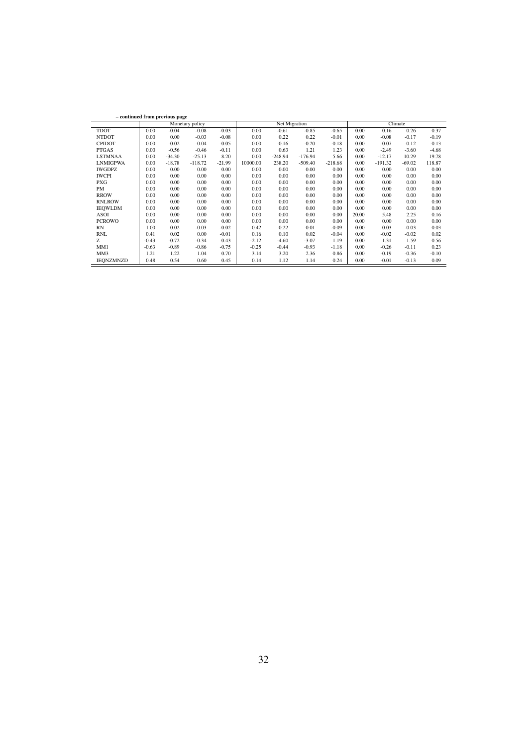– continued from previous page

| | Monetary policy | | | | Net Migration | | | | Climate | | | |
|---|---|---|---|---|---|---|---|---|---|---|---|---|
| TDOT | 0.00 | -0.04 | -0.08 | -0.03 | 0.00 | -0.61 | -0.85 | -0.65 | 0.00 | 0.16 | 0.26 | 0.37 |
| NTDOT | 0.00 | 0.00 | -0.03 | -0.08 | 0.00 | 0.22 | 0.22 | -0.01 | 0.00 | -0.08 | -0.17 | -0.19 |
| CPIDOT | 0.00 | -0.02 | -0.04 | -0.05 | 0.00 | -0.16 | -0.20 | -0.18 | 0.00 | -0.07 | -0.12 | -0.13 |
| PTGAS | 0.00 | -0.56 | -0.46 | -0.11 | 0.00 | 0.63 | 1.21 | 1.23 | 0.00 | -2.49 | -3.60 | -4.68 |
| LSTMNAA | 0.00 | -34.30 | -25.13 | 8.20 | 0.00 | -248.94 | -176.94 | 5.66 | 0.00 | -12.17 | 10.29 | 19.78 |
| LNMIGPWA | 0.00 | -18.78 | -118.72 | -21.99 | 10000.00 | 238.20 | -509.40 | -218.68 | 0.00 | -191.32 | -69.02 | 118.87 |
| IWGDPZ | 0.00 | 0.00 | 0.00 | 0.00 | 0.00 | 0.00 | 0.00 | 0.00 | 0.00 | 0.00 | 0.00 | 0.00 |
| IWCPI | 0.00 | 0.00 | 0.00 | 0.00 | 0.00 | 0.00 | 0.00 | 0.00 | 0.00 | 0.00 | 0.00 | 0.00 |
| PXG | 0.00 | 0.00 | 0.00 | 0.00 | 0.00 | 0.00 | 0.00 | 0.00 | 0.00 | 0.00 | 0.00 | 0.00 |
| PM | 0.00 | 0.00 | 0.00 | 0.00 | 0.00 | 0.00 | 0.00 | 0.00 | 0.00 | 0.00 | 0.00 | 0.00 |
| RROW | 0.00 | 0.00 | 0.00 | 0.00 | 0.00 | 0.00 | 0.00 | 0.00 | 0.00 | 0.00 | 0.00 | 0.00 |
| RNLROW | 0.00 | 0.00 | 0.00 | 0.00 | 0.00 | 0.00 | 0.00 | 0.00 | 0.00 | 0.00 | 0.00 | 0.00 |
| IEQWLDM | 0.00 | 0.00 | 0.00 | 0.00 | 0.00 | 0.00 | 0.00 | 0.00 | 0.00 | 0.00 | 0.00 | 0.00 |
| ASOI | 0.00 | 0.00 | 0.00 | 0.00 | 0.00 | 0.00 | 0.00 | 0.00 | 20.00 | 5.48 | 2.25 | 0.16 |
| PCROWO | 0.00 | 0.00 | 0.00 | 0.00 | 0.00 | 0.00 | 0.00 | 0.00 | 0.00 | 0.00 | 0.00 | 0.00 |
| RN | 1.00 | 0.02 | -0.03 | -0.02 | 0.42 | 0.22 | 0.01 | -0.09 | 0.00 | 0.03 | -0.03 | 0.03 |
| RNL | 0.41 | 0.02 | 0.00 | -0.01 | 0.16 | 0.10 | 0.02 | -0.04 | 0.00 | -0.02 | -0.02 | 0.02 |
| Z | -0.43 | -0.72 | -0.34 | 0.43 | -2.12 | -4.60 | -3.07 | 1.19 | 0.00 | 1.31 | 1.59 | 0.56 |
| MM1 | -0.63 | -0.89 | -0.86 | -0.75 | -0.25 | -0.44 | -0.93 | -1.18 | 0.00 | -0.26 | -0.11 | 0.23 |
| MM3 | 1.21 | 1.22 | 1.04 | 0.70 | 3.14 | 3.20 | 2.36 | 0.86 | 0.00 | -0.19 | -0.36 | -0.10 |
| IEQNZMNZD | 0.48 | 0.54 | 0.60 | 0.45 | 0.14 | 1.12 | 1.14 | 0.24 | 0.00 | -0.01 | -0.13 | 0.09 |